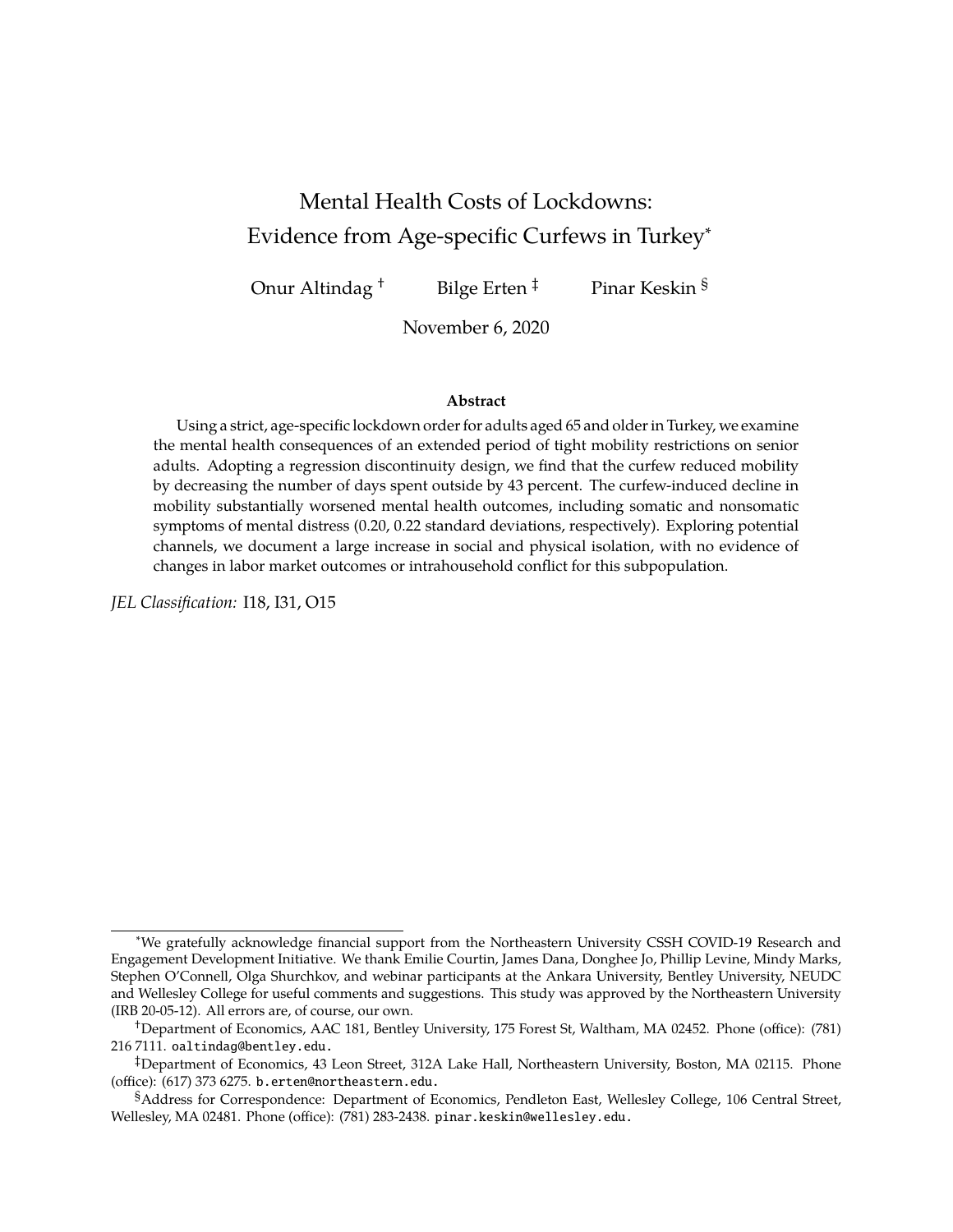# Mental Health Costs of Lockdowns: Evidence from Age-specific Curfews in Turkey[*]

Onur Altindag [†] Bilge Erten [‡] Pinar Keskin [§]

November 6, 2020

### Abstract

Using a strict, age-specific lockdown order for adults aged 65 and older in Turkey, we examine the mental health consequences of an extended period of tight mobility restrictions on senior adults. Adopting a regression discontinuity design, we find that the curfew reduced mobility by decreasing the number of days spent outside by 43 percent. The curfew-induced decline in mobility substantially worsened mental health outcomes, including somatic and nonsomatic symptoms of mental distress (0.20, 0.22 standard deviations, respectively). Exploring potential channels, we document a large increase in social and physical isolation, with no evidence of changes in labor market outcomes or intrahousehold conflict for this subpopulation.

*JEL Classification:* I18, I31, O15

---

[*]We gratefully acknowledge financial support from the Northeastern University CSSH COVID-19 Research and Engagement Development Initiative. We thank Emilie Courtin, James Dana, Donghee Jo, Phillip Levine, Mindy Marks, Stephen O'Connell, Olga Shurchkov, and webinar participants at the Ankara University, Bentley University, NEUDC and Wellesley College for useful comments and suggestions. This study was approved by the Northeastern University (IRB 20-05-12). All errors are, of course, our own.

[†]Department of Economics, AAC 181, Bentley University, 175 Forest St, Waltham, MA 02452. Phone (office): (781) 216 7111. oaltindag@bentley.edu.

[‡]Department of Economics, 43 Leon Street, 312A Lake Hall, Northeastern University, Boston, MA 02115. Phone (office): (617) 373 6275. b.erten@northeastern.edu.

[§]Address for Correspondence: Department of Economics, Pendleton East, Wellesley College, 106 Central Street, Wellesley, MA 02481. Phone (office): (781) 283-2438. pinar.keskin@wellesley.edu.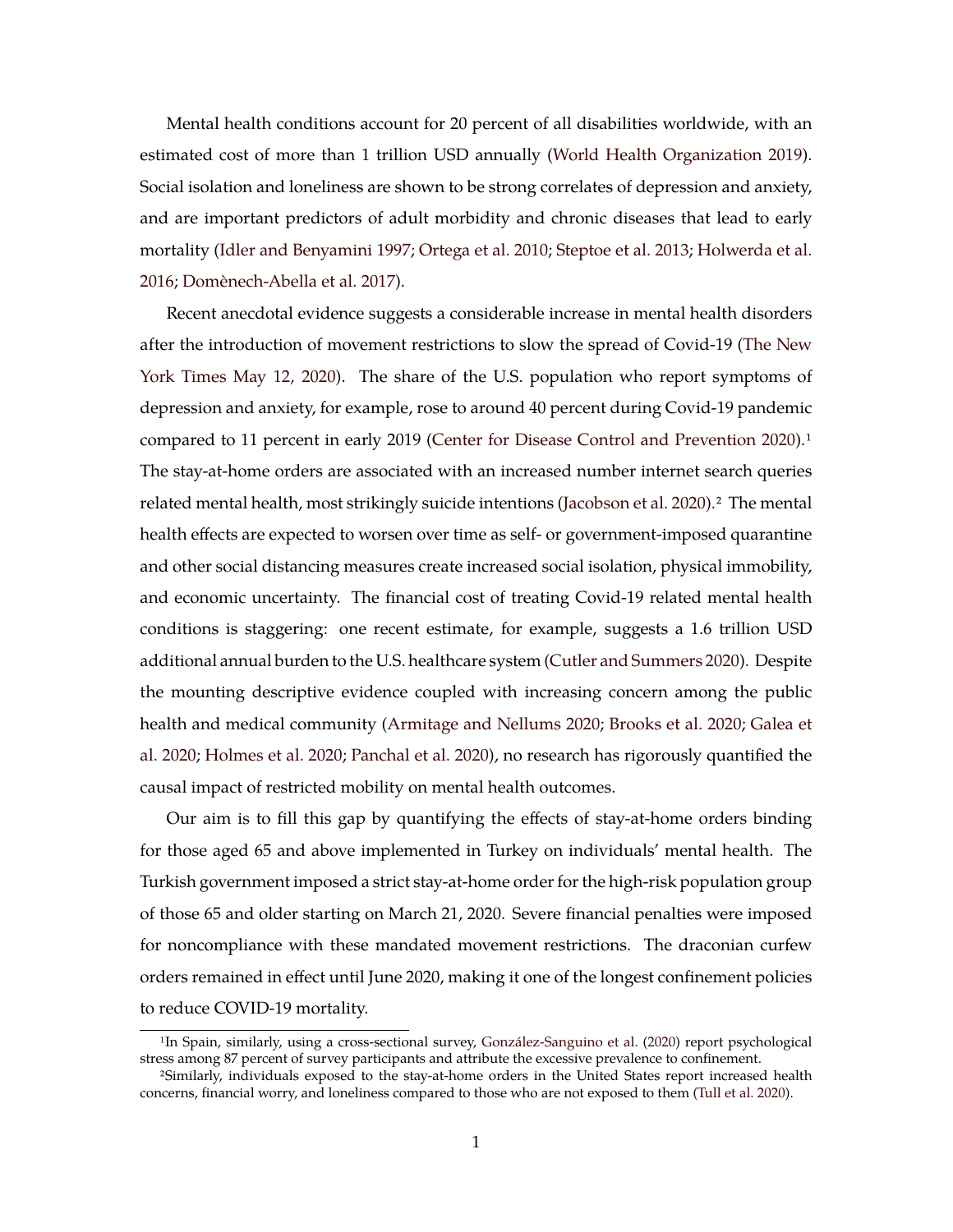Mental health conditions account for 20 percent of all disabilities worldwide, with an estimated cost of more than 1 trillion USD annually (World Health Organization 2019). Social isolation and loneliness are shown to be strong correlates of depression and anxiety, and are important predictors of adult morbidity and chronic diseases that lead to early mortality (Idler and Benyamini 1997; Ortega et al. 2010; Steptoe et al. 2013; Holwerda et al. 2016; Domènech-Abella et al. 2017).

Recent anecdotal evidence suggests a considerable increase in mental health disorders after the introduction of movement restrictions to slow the spread of Covid-19 (The New York Times May 12, 2020). The share of the U.S. population who report symptoms of depression and anxiety, for example, rose to around 40 percent during Covid-19 pandemic compared to 11 percent in early 2019 (Center for Disease Control and Prevention 2020).[1] The stay-at-home orders are associated with an increased number internet search queries related mental health, most strikingly suicide intentions (Jacobson et al. 2020).[2] The mental health effects are expected to worsen over time as self- or government-imposed quarantine and other social distancing measures create increased social isolation, physical immobility, and economic uncertainty. The financial cost of treating Covid-19 related mental health conditions is staggering: one recent estimate, for example, suggests a 1.6 trillion USD additional annual burden to the U.S. healthcare system (Cutler and Summers 2020). Despite the mounting descriptive evidence coupled with increasing concern among the public health and medical community (Armitage and Nellums 2020; Brooks et al. 2020; Galea et al. 2020; Holmes et al. 2020; Panchal et al. 2020), no research has rigorously quantified the causal impact of restricted mobility on mental health outcomes.

Our aim is to fill this gap by quantifying the effects of stay-at-home orders binding for those aged 65 and above implemented in Turkey on individuals' mental health. The Turkish government imposed a strict stay-at-home order for the high-risk population group of those 65 and older starting on March 21, 2020. Severe financial penalties were imposed for noncompliance with these mandated movement restrictions. The draconian curfew orders remained in effect until June 2020, making it one of the longest confinement policies to reduce COVID-19 mortality.

[1] In Spain, similarly, using a cross-sectional survey, González-Sanguino et al. (2020) report psychological stress among 87 percent of survey participants and attribute the excessive prevalence to confinement.

[2] Similarly, individuals exposed to the stay-at-home orders in the United States report increased health concerns, financial worry, and loneliness compared to those who are not exposed to them (Tull et al. 2020).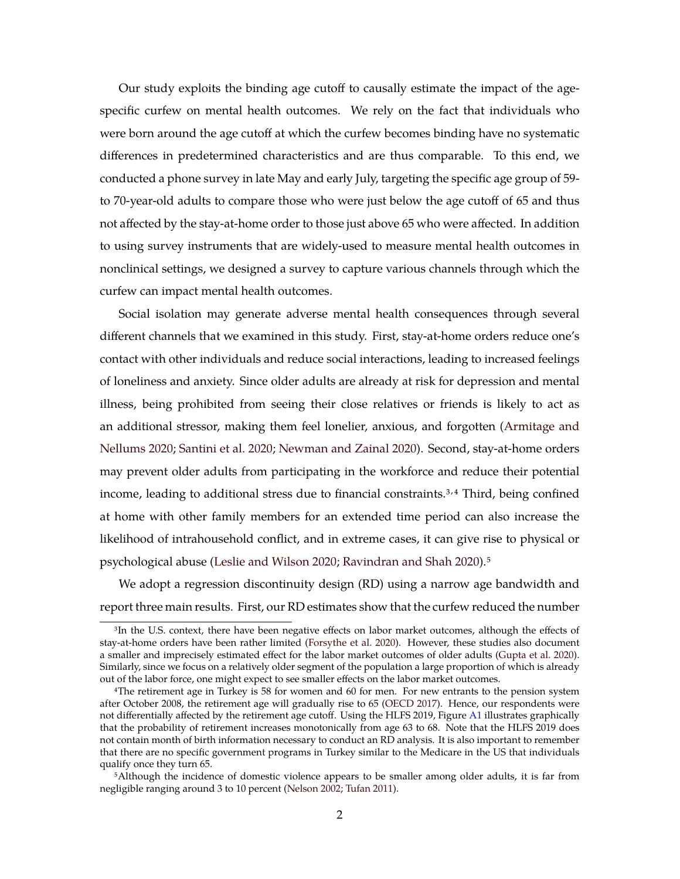Our study exploits the binding age cutoff to causally estimate the impact of the age-specific curfew on mental health outcomes. We rely on the fact that individuals who were born around the age cutoff at which the curfew becomes binding have no systematic differences in predetermined characteristics and are thus comparable. To this end, we conducted a phone survey in late May and early July, targeting the specific age group of 59- to 70-year-old adults to compare those who were just below the age cutoff of 65 and thus not affected by the stay-at-home order to those just above 65 who were affected. In addition to using survey instruments that are widely-used to measure mental health outcomes in nonclinical settings, we designed a survey to capture various channels through which the curfew can impact mental health outcomes.

Social isolation may generate adverse mental health consequences through several different channels that we examined in this study. First, stay-at-home orders reduce one's contact with other individuals and reduce social interactions, leading to increased feelings of loneliness and anxiety. Since older adults are already at risk for depression and mental illness, being prohibited from seeing their close relatives or friends is likely to act as an additional stressor, making them feel lonelier, anxious, and forgotten (Armitage and Nellums 2020; Santini et al. 2020; Newman and Zainal 2020). Second, stay-at-home orders may prevent older adults from participating in the workforce and reduce their potential income, leading to additional stress due to financial constraints.[3,4] Third, being confined at home with other family members for an extended time period can also increase the likelihood of intrahousehold conflict, and in extreme cases, it can give rise to physical or psychological abuse (Leslie and Wilson 2020; Ravindran and Shah 2020).[5]

We adopt a regression discontinuity design (RD) using a narrow age bandwidth and report three main results. First, our RD estimates show that the curfew reduced the number

---

[3] In the U.S. context, there have been negative effects on labor market outcomes, although the effects of stay-at-home orders have been rather limited (Forsythe et al. 2020). However, these studies also document a smaller and imprecisely estimated effect for the labor market outcomes of older adults (Gupta et al. 2020). Similarly, since we focus on a relatively older segment of the population a large proportion of which is already out of the labor force, one might expect to see smaller effects on the labor market outcomes.

[4] The retirement age in Turkey is 58 for women and 60 for men. For new entrants to the pension system after October 2008, the retirement age will gradually rise to 65 (OECD 2017). Hence, our respondents were not differentially affected by the retirement age cutoff. Using the HLFS 2019, Figure A1 illustrates graphically that the probability of retirement increases monotonically from age 63 to 68. Note that the HLFS 2019 does not contain month of birth information necessary to conduct an RD analysis. It is also important to remember that there are no specific government programs in Turkey similar to the Medicare in the US that individuals qualify once they turn 65.

[5] Although the incidence of domestic violence appears to be smaller among older adults, it is far from negligible ranging around 3 to 10 percent (Nelson 2002; Tufan 2011).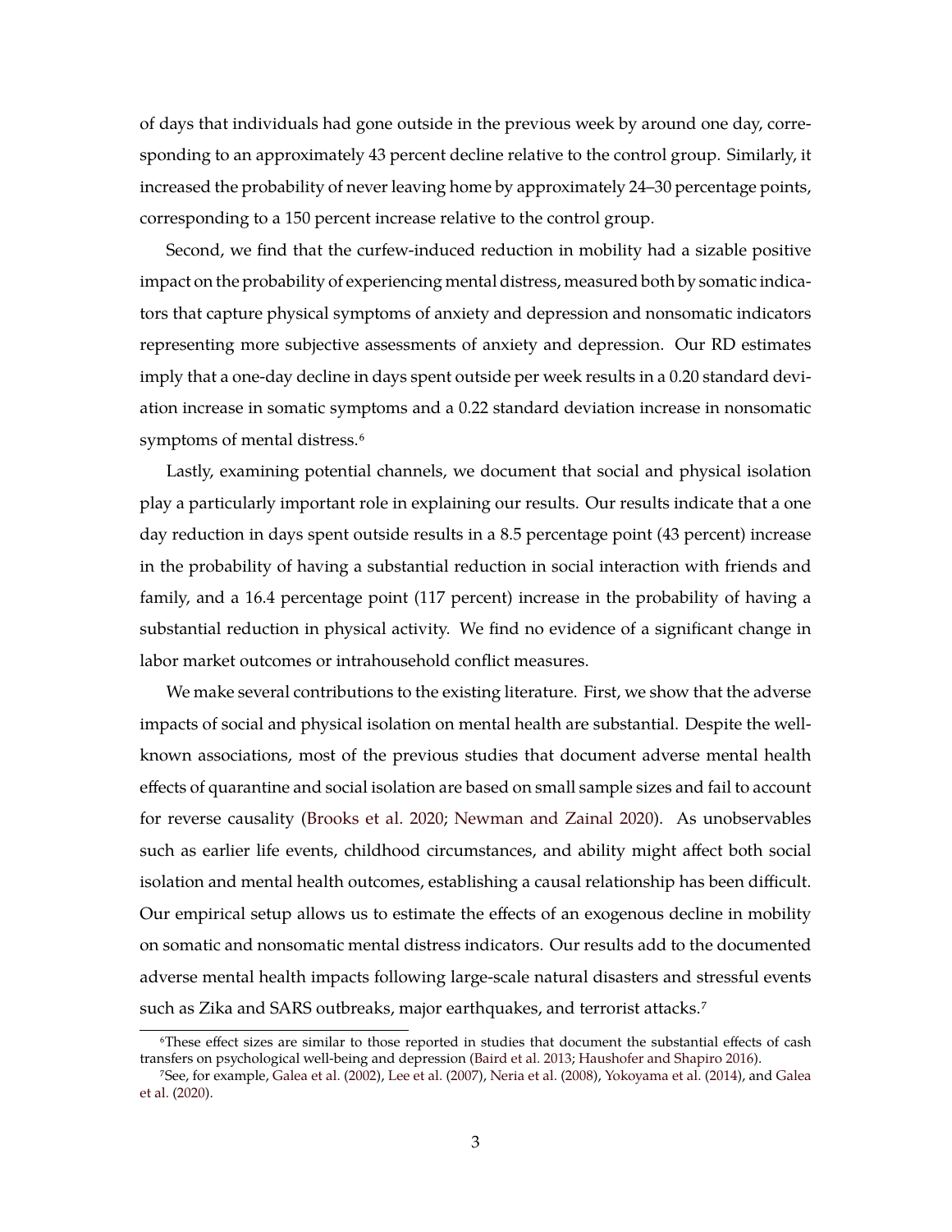of days that individuals had gone outside in the previous week by around one day, corresponding to an approximately 43 percent decline relative to the control group. Similarly, it increased the probability of never leaving home by approximately 24–30 percentage points, corresponding to a 150 percent increase relative to the control group.

Second, we find that the curfew-induced reduction in mobility had a sizable positive impact on the probability of experiencing mental distress, measured both by somatic indicators that capture physical symptoms of anxiety and depression and nonsomatic indicators representing more subjective assessments of anxiety and depression. Our RD estimates imply that a one-day decline in days spent outside per week results in a 0.20 standard deviation increase in somatic symptoms and a 0.22 standard deviation increase in nonsomatic symptoms of mental distress.[6]

Lastly, examining potential channels, we document that social and physical isolation play a particularly important role in explaining our results. Our results indicate that a one day reduction in days spent outside results in a 8.5 percentage point (43 percent) increase in the probability of having a substantial reduction in social interaction with friends and family, and a 16.4 percentage point (117 percent) increase in the probability of having a substantial reduction in physical activity. We find no evidence of a significant change in labor market outcomes or intrahousehold conflict measures.

We make several contributions to the existing literature. First, we show that the adverse impacts of social and physical isolation on mental health are substantial. Despite the well-known associations, most of the previous studies that document adverse mental health effects of quarantine and social isolation are based on small sample sizes and fail to account for reverse causality (Brooks et al. 2020; Newman and Zainal 2020). As unobservables such as earlier life events, childhood circumstances, and ability might affect both social isolation and mental health outcomes, establishing a causal relationship has been difficult. Our empirical setup allows us to estimate the effects of an exogenous decline in mobility on somatic and nonsomatic mental distress indicators. Our results add to the documented adverse mental health impacts following large-scale natural disasters and stressful events such as Zika and SARS outbreaks, major earthquakes, and terrorist attacks.[7]

---

[6] These effect sizes are similar to those reported in studies that document the substantial effects of cash transfers on psychological well-being and depression (Baird et al. 2013; Haushofer and Shapiro 2016).

[7] See, for example, Galea et al. (2002), Lee et al. (2007), Neria et al. (2008), Yokoyama et al. (2014), and Galea et al. (2020).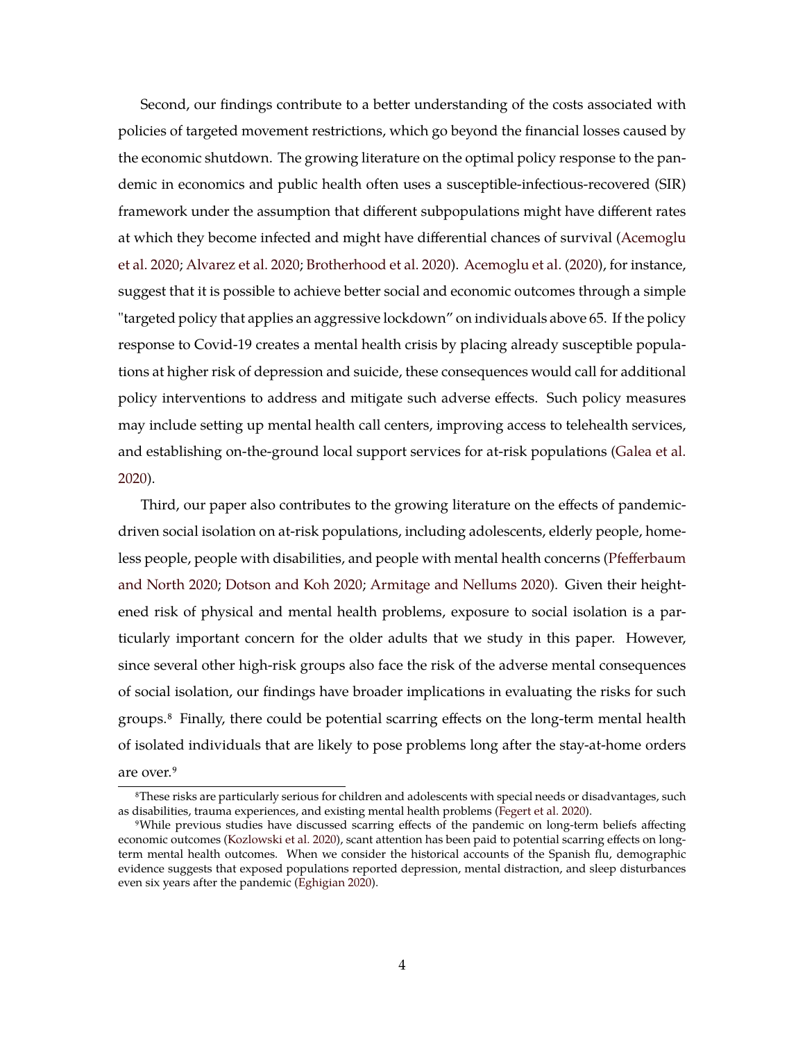Second, our findings contribute to a better understanding of the costs associated with policies of targeted movement restrictions, which go beyond the financial losses caused by the economic shutdown. The growing literature on the optimal policy response to the pandemic in economics and public health often uses a susceptible-infectious-recovered (SIR) framework under the assumption that different subpopulations might have different rates at which they become infected and might have differential chances of survival (Acemoglu et al. 2020; Alvarez et al. 2020; Brotherhood et al. 2020). Acemoglu et al. (2020), for instance, suggest that it is possible to achieve better social and economic outcomes through a simple "targeted policy that applies an aggressive lockdown" on individuals above 65. If the policy response to Covid-19 creates a mental health crisis by placing already susceptible populations at higher risk of depression and suicide, these consequences would call for additional policy interventions to address and mitigate such adverse effects. Such policy measures may include setting up mental health call centers, improving access to telehealth services, and establishing on-the-ground local support services for at-risk populations (Galea et al. 2020).

Third, our paper also contributes to the growing literature on the effects of pandemic-driven social isolation on at-risk populations, including adolescents, elderly people, homeless people, people with disabilities, and people with mental health concerns (Pfefferbaum and North 2020; Dotson and Koh 2020; Armitage and Nellums 2020). Given their heightened risk of physical and mental health problems, exposure to social isolation is a particularly important concern for the older adults that we study in this paper. However, since several other high-risk groups also face the risk of the adverse mental consequences of social isolation, our findings have broader implications in evaluating the risks for such groups.[8] Finally, there could be potential scarring effects on the long-term mental health of isolated individuals that are likely to pose problems long after the stay-at-home orders are over.[9]

[8] These risks are particularly serious for children and adolescents with special needs or disadvantages, such as disabilities, trauma experiences, and existing mental health problems (Fegert et al. 2020).

[9] While previous studies have discussed scarring effects of the pandemic on long-term beliefs affecting economic outcomes (Kozlowski et al. 2020), scant attention has been paid to potential scarring effects on long-term mental health outcomes. When we consider the historical accounts of the Spanish flu, demographic evidence suggests that exposed populations reported depression, mental distraction, and sleep disturbances even six years after the pandemic (Eghigian 2020).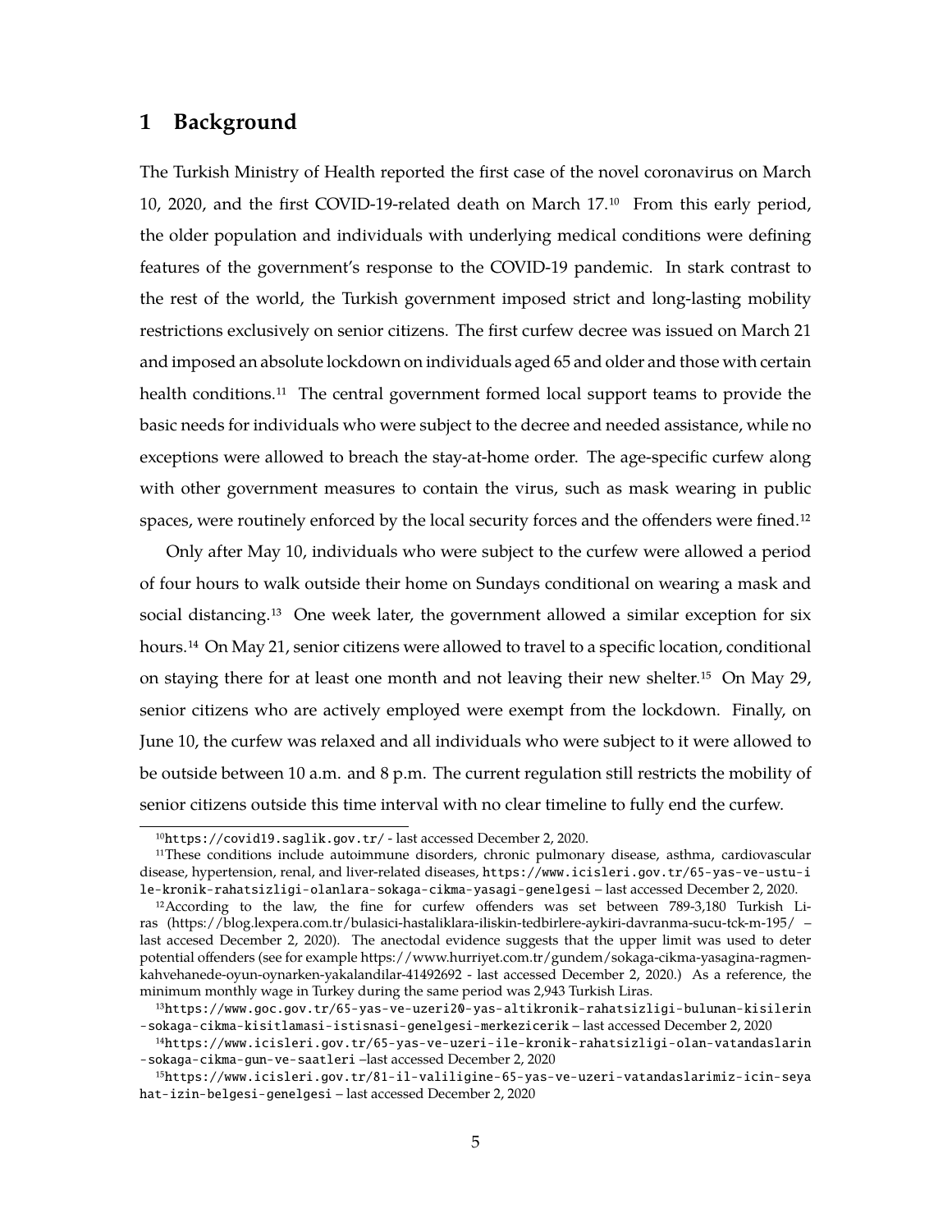# 1 Background

The Turkish Ministry of Health reported the first case of the novel coronavirus on March 10, 2020, and the first COVID-19-related death on March 17.[10] From this early period, the older population and individuals with underlying medical conditions were defining features of the government's response to the COVID-19 pandemic. In stark contrast to the rest of the world, the Turkish government imposed strict and long-lasting mobility restrictions exclusively on senior citizens. The first curfew decree was issued on March 21 and imposed an absolute lockdown on individuals aged 65 and older and those with certain health conditions.[11] The central government formed local support teams to provide the basic needs for individuals who were subject to the decree and needed assistance, while no exceptions were allowed to breach the stay-at-home order. The age-specific curfew along with other government measures to contain the virus, such as mask wearing in public spaces, were routinely enforced by the local security forces and the offenders were fined.[12]

Only after May 10, individuals who were subject to the curfew were allowed a period of four hours to walk outside their home on Sundays conditional on wearing a mask and social distancing.[13] One week later, the government allowed a similar exception for six hours.[14] On May 21, senior citizens were allowed to travel to a specific location, conditional on staying there for at least one month and not leaving their new shelter.[15] On May 29, senior citizens who are actively employed were exempt from the lockdown. Finally, on June 10, the curfew was relaxed and all individuals who were subject to it were allowed to be outside between 10 a.m. and 8 p.m. The current regulation still restricts the mobility of senior citizens outside this time interval with no clear timeline to fully end the curfew.

---

[10] https://covid19.saglik.gov.tr/ - last accessed December 2, 2020.

[11] These conditions include autoimmune disorders, chronic pulmonary disease, asthma, cardiovascular disease, hypertension, renal, and liver-related diseases, https://www.icisleri.gov.tr/65-yas-ve-ustu-ile-kronik-rahatsizligi-olanlara-sokaga-cikma-yasagi-genelgesi – last accessed December 2, 2020.

[12] According to the law, the fine for curfew offenders was set between 789-3,180 Turkish Liras (https://blog.lexpera.com.tr/bulasici-hastaliklara-iliskin-tedbirlere-aykiri-davranma-sucu-tck-m-195/ – last accesed December 2, 2020). The anectodal evidence suggests that the upper limit was used to deter potential offenders (see for example https://www.hurriyet.com.tr/gundem/sokaga-cikma-yasagina-ragmen-kahvehanede-oyun-oynarken-yakalandilar-41492692 - last accessed December 2, 2020.) As a reference, the minimum monthly wage in Turkey during the same period was 2,943 Turkish Liras.

[13] https://www.goc.gov.tr/65-yas-ve-uzeri20-yas-altikronik-rahatsizligi-bulunan-kisilerin-sokaga-cikma-kisitlamasi-istisnasi-genelgesi-merkezicerik – last accessed December 2, 2020

[14] https://www.icisleri.gov.tr/65-yas-ve-uzeri-ile-kronik-rahatsizligi-olan-vatandaslarin-sokaga-cikma-gun-ve-saatleri –last accessed December 2, 2020

[15] https://www.icisleri.gov.tr/81-il-valiligine-65-yas-ve-uzeri-vatandaslarimiz-icin-seyahat-izin-belgesi-genelgesi – last accessed December 2, 2020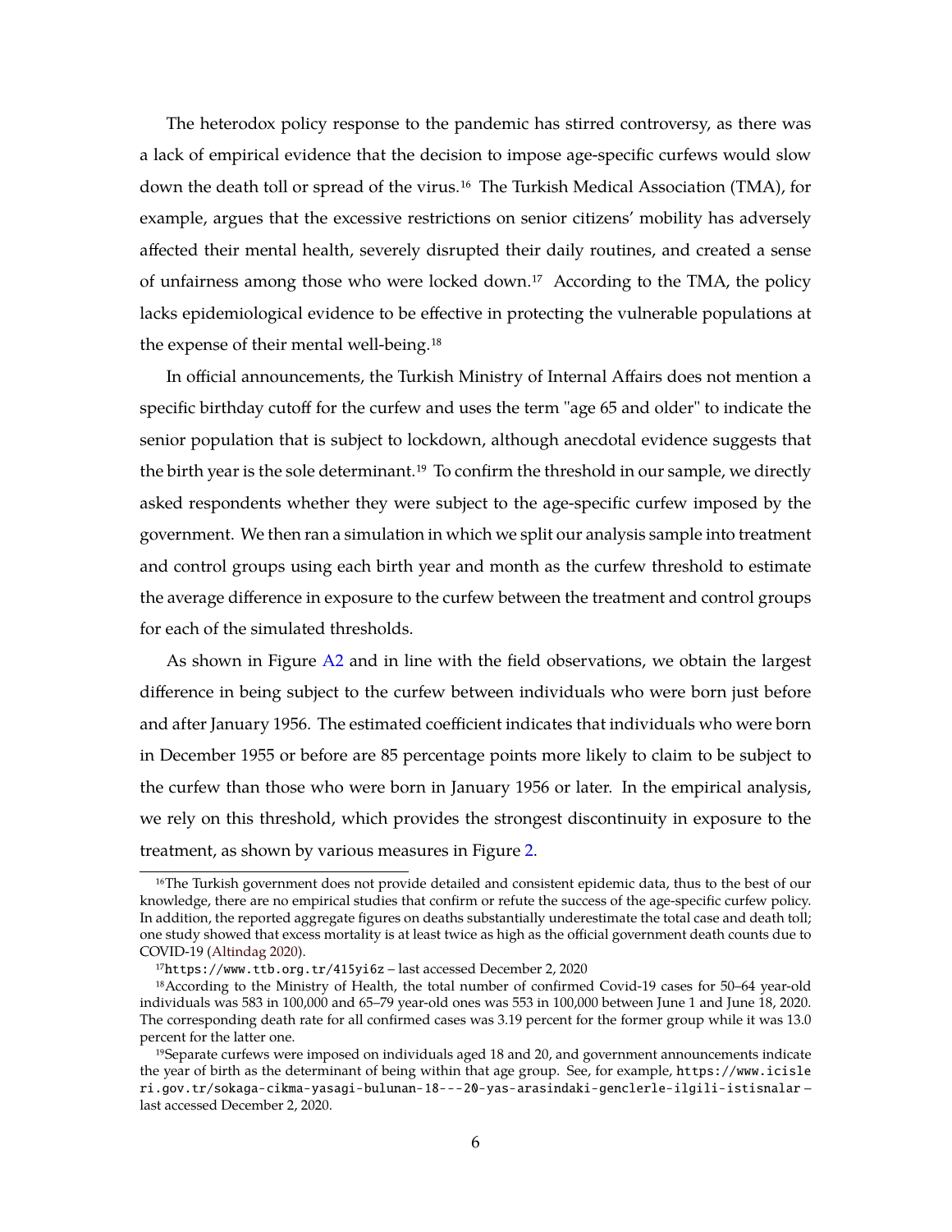The heterodox policy response to the pandemic has stirred controversy, as there was a lack of empirical evidence that the decision to impose age-specific curfews would slow down the death toll or spread of the virus.[16] The Turkish Medical Association (TMA), for example, argues that the excessive restrictions on senior citizens' mobility has adversely affected their mental health, severely disrupted their daily routines, and created a sense of unfairness among those who were locked down.[17] According to the TMA, the policy lacks epidemiological evidence to be effective in protecting the vulnerable populations at the expense of their mental well-being.[18]

In official announcements, the Turkish Ministry of Internal Affairs does not mention a specific birthday cutoff for the curfew and uses the term "age 65 and older" to indicate the senior population that is subject to lockdown, although anecdotal evidence suggests that the birth year is the sole determinant.[19] To confirm the threshold in our sample, we directly asked respondents whether they were subject to the age-specific curfew imposed by the government. We then ran a simulation in which we split our analysis sample into treatment and control groups using each birth year and month as the curfew threshold to estimate the average difference in exposure to the curfew between the treatment and control groups for each of the simulated thresholds.

As shown in Figure A2 and in line with the field observations, we obtain the largest difference in being subject to the curfew between individuals who were born just before and after January 1956. The estimated coefficient indicates that individuals who were born in December 1955 or before are 85 percentage points more likely to claim to be subject to the curfew than those who were born in January 1956 or later. In the empirical analysis, we rely on this threshold, which provides the strongest discontinuity in exposure to the treatment, as shown by various measures in Figure 2.

---

[16] The Turkish government does not provide detailed and consistent epidemic data, thus to the best of our knowledge, there are no empirical studies that confirm or refute the success of the age-specific curfew policy. In addition, the reported aggregate figures on deaths substantially underestimate the total case and death toll; one study showed that excess mortality is at least twice as high as the official government death counts due to COVID-19 (Altindag 2020).

[17] `https://www.ttb.org.tr/415yi6z` – last accessed December 2, 2020

[18] According to the Ministry of Health, the total number of confirmed Covid-19 cases for 50–64 year-old individuals was 583 in 100,000 and 65–79 year-old ones was 553 in 100,000 between June 1 and June 18, 2020. The corresponding death rate for all confirmed cases was 3.19 percent for the former group while it was 13.0 percent for the latter one.

[19] Separate curfews were imposed on individuals aged 18 and 20, and government announcements indicate the year of birth as the determinant of being within that age group. See, for example, `https://www.icisleri.gov.tr/sokaga-cikma-yasagi-bulunan-18---20-yas-arasindaki-genclerle-ilgili-istisnalar` – last accessed December 2, 2020.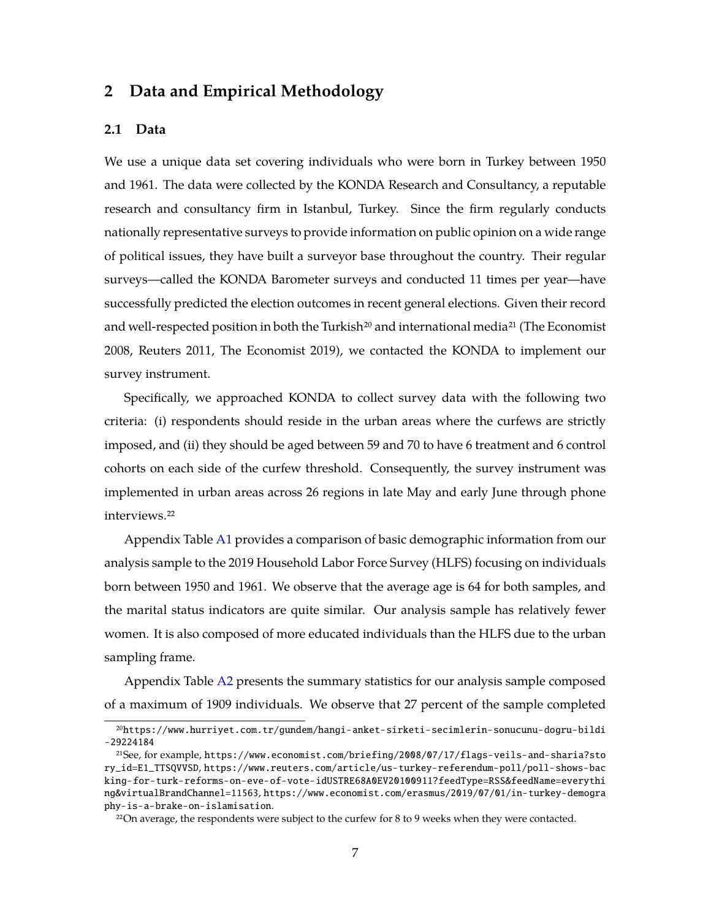## 2 Data and Empirical Methodology

### 2.1 Data

We use a unique data set covering individuals who were born in Turkey between 1950 and 1961. The data were collected by the KONDA Research and Consultancy, a reputable research and consultancy firm in Istanbul, Turkey. Since the firm regularly conducts nationally representative surveys to provide information on public opinion on a wide range of political issues, they have built a surveyor base throughout the country. Their regular surveys—called the KONDA Barometer surveys and conducted 11 times per year—have successfully predicted the election outcomes in recent general elections. Given their record and well-respected position in both the Turkish[20] and international media[21] (The Economist 2008, Reuters 2011, The Economist 2019), we contacted the KONDA to implement our survey instrument.

Specifically, we approached KONDA to collect survey data with the following two criteria: (i) respondents should reside in the urban areas where the curfews are strictly imposed, and (ii) they should be aged between 59 and 70 to have 6 treatment and 6 control cohorts on each side of the curfew threshold. Consequently, the survey instrument was implemented in urban areas across 26 regions in late May and early June through phone interviews.[22]

Appendix Table A1 provides a comparison of basic demographic information from our analysis sample to the 2019 Household Labor Force Survey (HLFS) focusing on individuals born between 1950 and 1961. We observe that the average age is 64 for both samples, and the marital status indicators are quite similar. Our analysis sample has relatively fewer women. It is also composed of more educated individuals than the HLFS due to the urban sampling frame.

Appendix Table A2 presents the summary statistics for our analysis sample composed of a maximum of 1909 individuals. We observe that 27 percent of the sample completed

---

[20] https://www.hurriyet.com.tr/gundem/hangi-anket-sirketi-secimlerin-sonucunu-dogru-bildi-29224184

[21] See, for example, https://www.economist.com/briefing/2008/07/17/flags-veils-and-sharia?story_id=E1_TTSQVVSD, https://www.reuters.com/article/us-turkey-referendum-poll/poll-shows-backing-for-turk-reforms-on-eve-of-vote-idUSTRE68A0EV20100911?feedType=RSS&feedName=everything&virtualBrandChannel=11563, https://www.economist.com/erasmus/2019/07/01/in-turkey-demography-is-a-brake-on-islamisation.

[22] On average, the respondents were subject to the curfew for 8 to 9 weeks when they were contacted.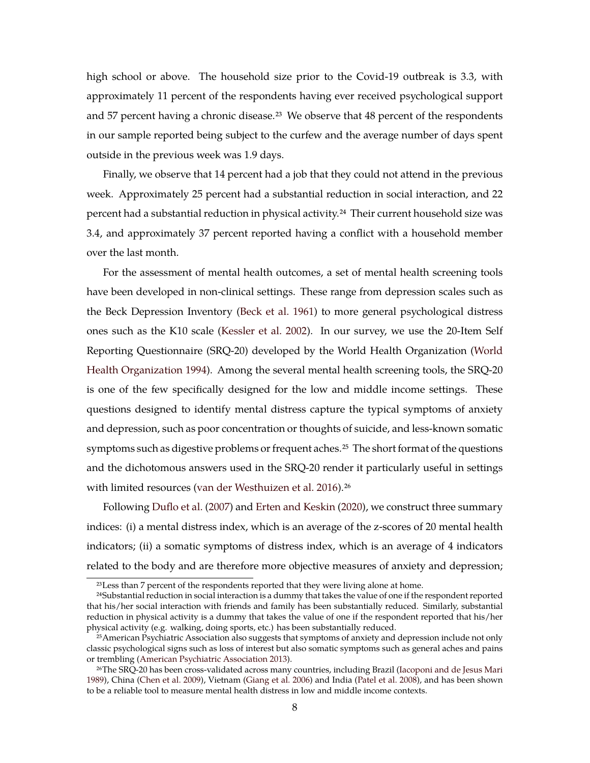high school or above. The household size prior to the Covid-19 outbreak is 3.3, with approximately 11 percent of the respondents having ever received psychological support and 57 percent having a chronic disease.[23] We observe that 48 percent of the respondents in our sample reported being subject to the curfew and the average number of days spent outside in the previous week was 1.9 days.

Finally, we observe that 14 percent had a job that they could not attend in the previous week. Approximately 25 percent had a substantial reduction in social interaction, and 22 percent had a substantial reduction in physical activity.[24] Their current household size was 3.4, and approximately 37 percent reported having a conflict with a household member over the last month.

For the assessment of mental health outcomes, a set of mental health screening tools have been developed in non-clinical settings. These range from depression scales such as the Beck Depression Inventory (Beck et al. 1961) to more general psychological distress ones such as the K10 scale (Kessler et al. 2002). In our survey, we use the 20-Item Self Reporting Questionnaire (SRQ-20) developed by the World Health Organization (World Health Organization 1994). Among the several mental health screening tools, the SRQ-20 is one of the few specifically designed for the low and middle income settings. These questions designed to identify mental distress capture the typical symptoms of anxiety and depression, such as poor concentration or thoughts of suicide, and less-known somatic symptoms such as digestive problems or frequent aches.[25] The short format of the questions and the dichotomous answers used in the SRQ-20 render it particularly useful in settings with limited resources (van der Westhuizen et al. 2016).[26]

Following Duflo et al. (2007) and Erten and Keskin (2020), we construct three summary indices: (i) a mental distress index, which is an average of the z-scores of 20 mental health indicators; (ii) a somatic symptoms of distress index, which is an average of 4 indicators related to the body and are therefore more objective measures of anxiety and depression;

[23] Less than 7 percent of the respondents reported that they were living alone at home.

[24] Substantial reduction in social interaction is a dummy that takes the value of one if the respondent reported that his/her social interaction with friends and family has been substantially reduced. Similarly, substantial reduction in physical activity is a dummy that takes the value of one if the respondent reported that his/her physical activity (e.g. walking, doing sports, etc.) has been substantially reduced.

[25] American Psychiatric Association also suggests that symptoms of anxiety and depression include not only classic psychological signs such as loss of interest but also somatic symptoms such as general aches and pains or trembling (American Psychiatric Association 2013).

[26] The SRQ-20 has been cross-validated across many countries, including Brazil (Iacoponi and de Jesus Mari 1989), China (Chen et al. 2009), Vietnam (Giang et al. 2006) and India (Patel et al. 2008), and has been shown to be a reliable tool to measure mental health distress in low and middle income contexts.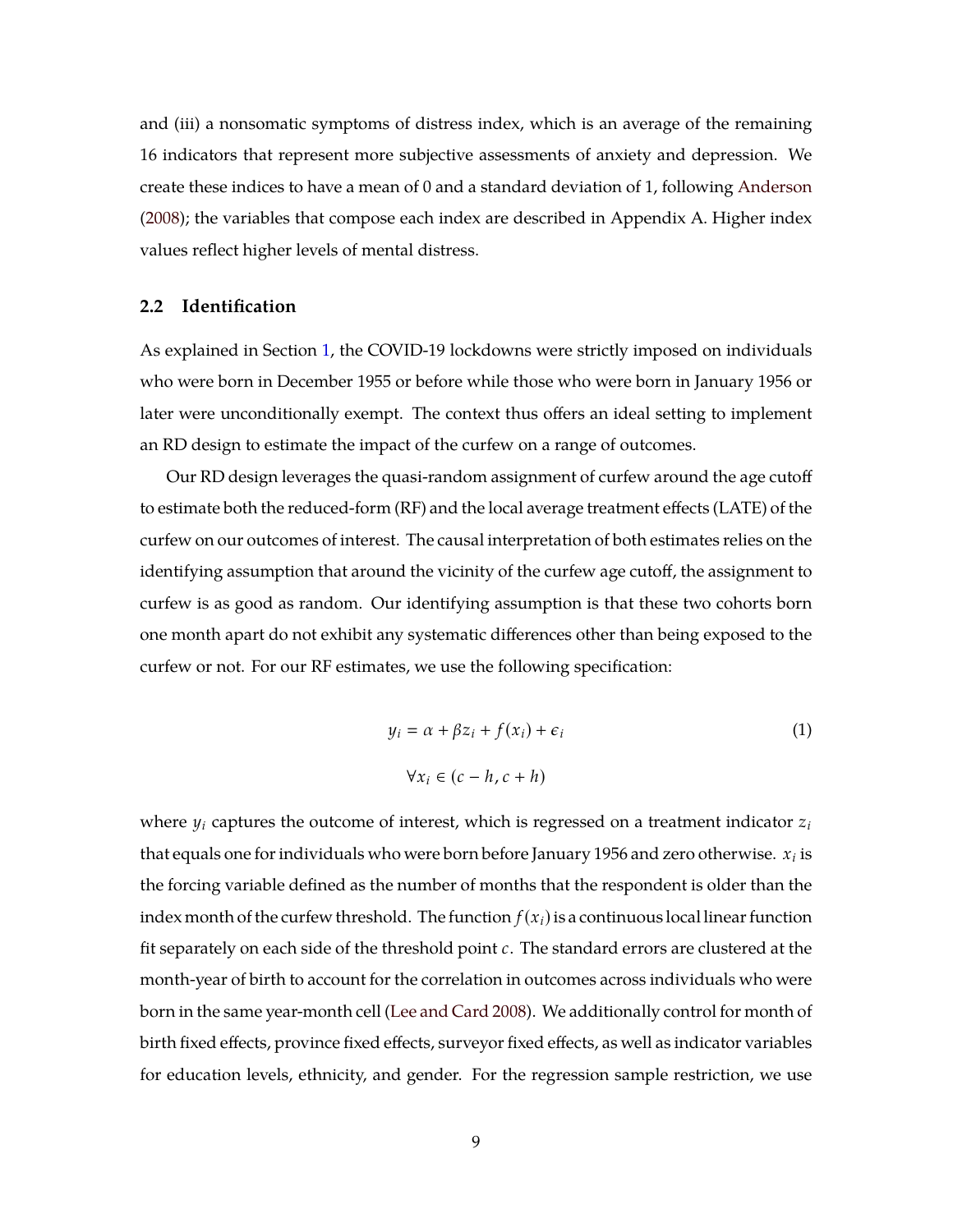and (iii) a nonsomatic symptoms of distress index, which is an average of the remaining 16 indicators that represent more subjective assessments of anxiety and depression. We create these indices to have a mean of 0 and a standard deviation of 1, following Anderson (2008); the variables that compose each index are described in Appendix A. Higher index values reflect higher levels of mental distress.

## 2.2 Identification

As explained in Section 1, the COVID-19 lockdowns were strictly imposed on individuals who were born in December 1955 or before while those who were born in January 1956 or later were unconditionally exempt. The context thus offers an ideal setting to implement an RD design to estimate the impact of the curfew on a range of outcomes.

Our RD design leverages the quasi-random assignment of curfew around the age cutoff to estimate both the reduced-form (RF) and the local average treatment effects (LATE) of the curfew on our outcomes of interest. The causal interpretation of both estimates relies on the identifying assumption that around the vicinity of the curfew age cutoff, the assignment to curfew is as good as random. Our identifying assumption is that these two cohorts born one month apart do not exhibit any systematic differences other than being exposed to the curfew or not. For our RF estimates, we use the following specification:

$$
y_i = \alpha + \beta z_i + f(x_i) + \epsilon_i \tag{1}
$$

$$
\forall x_i \in (c - h, c + h)
$$

where $y_i$ captures the outcome of interest, which is regressed on a treatment indicator $z_i$ that equals one for individuals who were born before January 1956 and zero otherwise. $x_i$ is the forcing variable defined as the number of months that the respondent is older than the index month of the curfew threshold. The function $f(x_i)$ is a continuous local linear function fit separately on each side of the threshold point $c$. The standard errors are clustered at the month-year of birth to account for the correlation in outcomes across individuals who were born in the same year-month cell (Lee and Card 2008). We additionally control for month of birth fixed effects, province fixed effects, surveyor fixed effects, as well as indicator variables for education levels, ethnicity, and gender. For the regression sample restriction, we use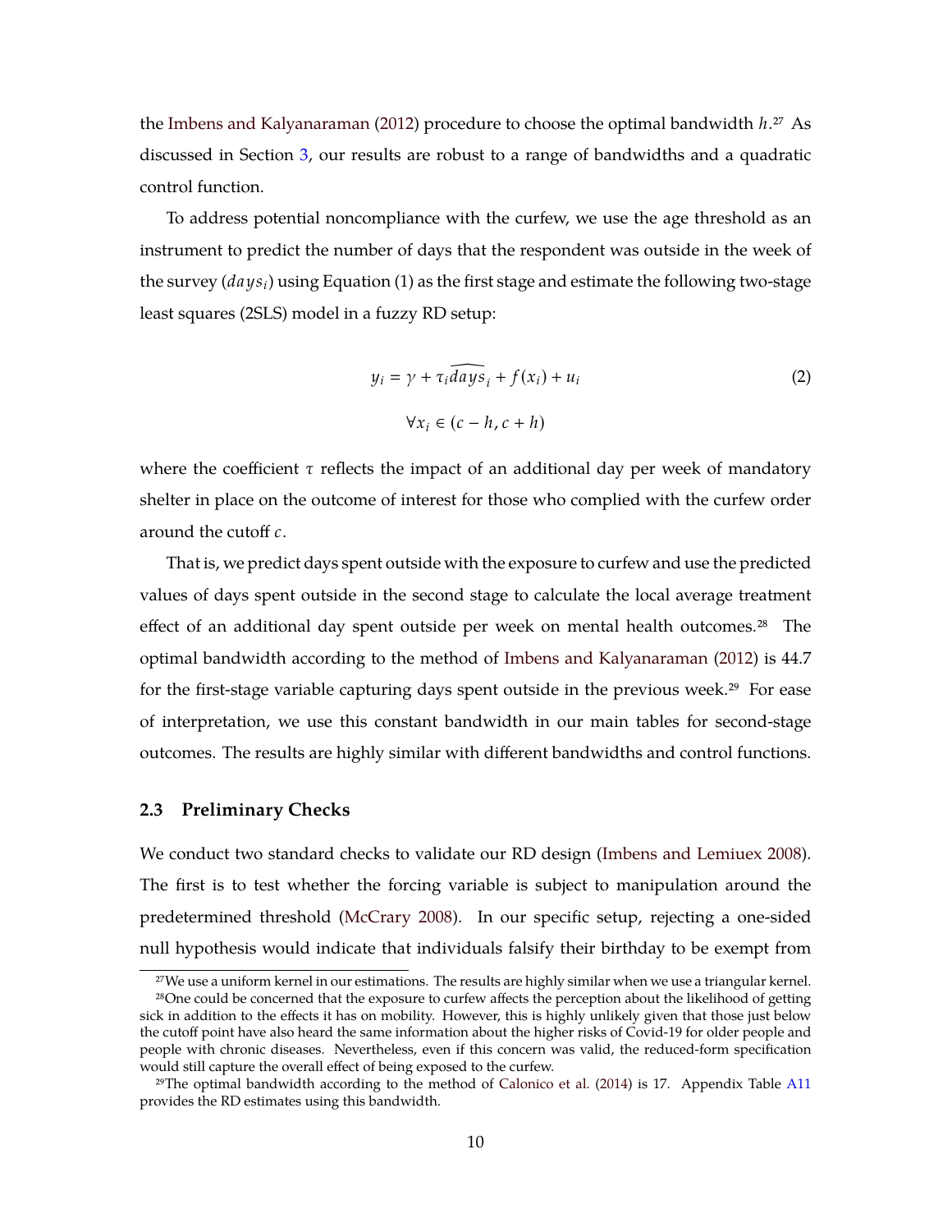the Imbens and Kalyanaraman (2012) procedure to choose the optimal bandwidth $h$.[27] As discussed in Section 3, our results are robust to a range of bandwidths and a quadratic control function.

To address potential noncompliance with the curfew, we use the age threshold as an instrument to predict the number of days that the respondent was outside in the week of the survey ($days_i$) using Equation (1) as the first stage and estimate the following two-stage least squares (2SLS) model in a fuzzy RD setup:

$$y_i = \gamma + \tau_i \widehat{days}_i + f(x_i) + u_i \tag{2}$$

$$\forall x_i \in (c - h, c + h)$$

where the coefficient $\tau$ reflects the impact of an additional day per week of mandatory shelter in place on the outcome of interest for those who complied with the curfew order around the cutoff $c$.

That is, we predict days spent outside with the exposure to curfew and use the predicted values of days spent outside in the second stage to calculate the local average treatment effect of an additional day spent outside per week on mental health outcomes.[28] The optimal bandwidth according to the method of Imbens and Kalyanaraman (2012) is 44.7 for the first-stage variable capturing days spent outside in the previous week.[29] For ease of interpretation, we use this constant bandwidth in our main tables for second-stage outcomes. The results are highly similar with different bandwidths and control functions.

### 2.3 Preliminary Checks

We conduct two standard checks to validate our RD design (Imbens and Lemiuex 2008). The first is to test whether the forcing variable is subject to manipulation around the predetermined threshold (McCrary 2008). In our specific setup, rejecting a one-sided null hypothesis would indicate that individuals falsify their birthday to be exempt from

[27] We use a uniform kernel in our estimations. The results are highly similar when we use a triangular kernel.

[28] One could be concerned that the exposure to curfew affects the perception about the likelihood of getting sick in addition to the effects it has on mobility. However, this is highly unlikely given that those just below the cutoff point have also heard the same information about the higher risks of Covid-19 for older people and people with chronic diseases. Nevertheless, even if this concern was valid, the reduced-form specification would still capture the overall effect of being exposed to the curfew.

[29] The optimal bandwidth according to the method of Calonico et al. (2014) is 17. Appendix Table A11 provides the RD estimates using this bandwidth.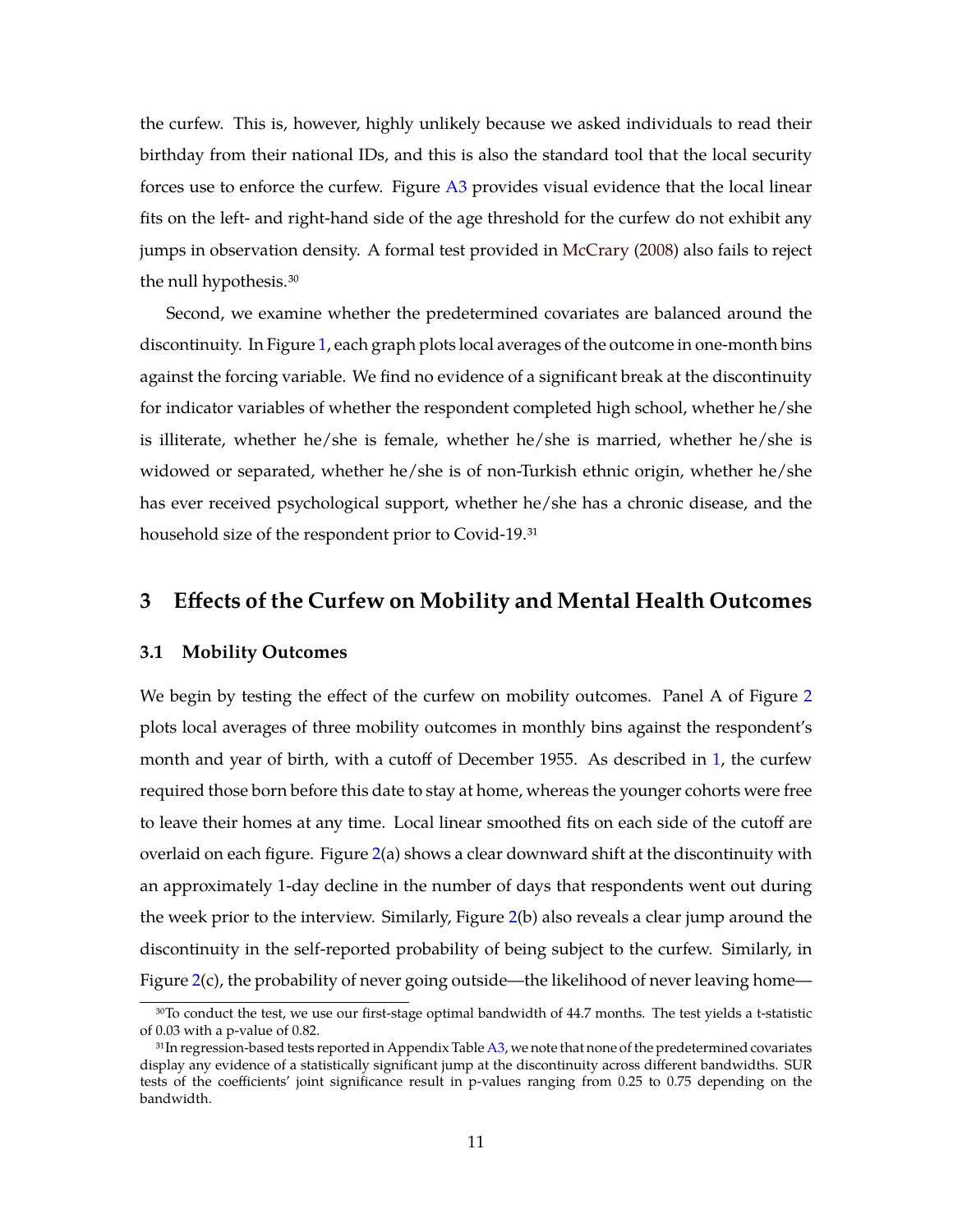the curfew. This is, however, highly unlikely because we asked individuals to read their birthday from their national IDs, and this is also the standard tool that the local security forces use to enforce the curfew. Figure A3 provides visual evidence that the local linear fits on the left- and right-hand side of the age threshold for the curfew do not exhibit any jumps in observation density. A formal test provided in McCrary (2008) also fails to reject the null hypothesis.[30]

Second, we examine whether the predetermined covariates are balanced around the discontinuity. In Figure 1, each graph plots local averages of the outcome in one-month bins against the forcing variable. We find no evidence of a significant break at the discontinuity for indicator variables of whether the respondent completed high school, whether he/she is illiterate, whether he/she is female, whether he/she is married, whether he/she is widowed or separated, whether he/she is of non-Turkish ethnic origin, whether he/she has ever received psychological support, whether he/she has a chronic disease, and the household size of the respondent prior to Covid-19.[31]

## 3 Effects of the Curfew on Mobility and Mental Health Outcomes

### 3.1 Mobility Outcomes

We begin by testing the effect of the curfew on mobility outcomes. Panel A of Figure 2 plots local averages of three mobility outcomes in monthly bins against the respondent's month and year of birth, with a cutoff of December 1955. As described in 1, the curfew required those born before this date to stay at home, whereas the younger cohorts were free to leave their homes at any time. Local linear smoothed fits on each side of the cutoff are overlaid on each figure. Figure 2(a) shows a clear downward shift at the discontinuity with an approximately 1-day decline in the number of days that respondents went out during the week prior to the interview. Similarly, Figure 2(b) also reveals a clear jump around the discontinuity in the self-reported probability of being subject to the curfew. Similarly, in Figure 2(c), the probability of never going outside—the likelihood of never leaving home—

[30] To conduct the test, we use our first-stage optimal bandwidth of 44.7 months. The test yields a t-statistic of 0.03 with a p-value of 0.82.

[31] In regression-based tests reported in Appendix Table A3, we note that none of the predetermined covariates display any evidence of a statistically significant jump at the discontinuity across different bandwidths. SUR tests of the coefficients' joint significance result in p-values ranging from 0.25 to 0.75 depending on the bandwidth.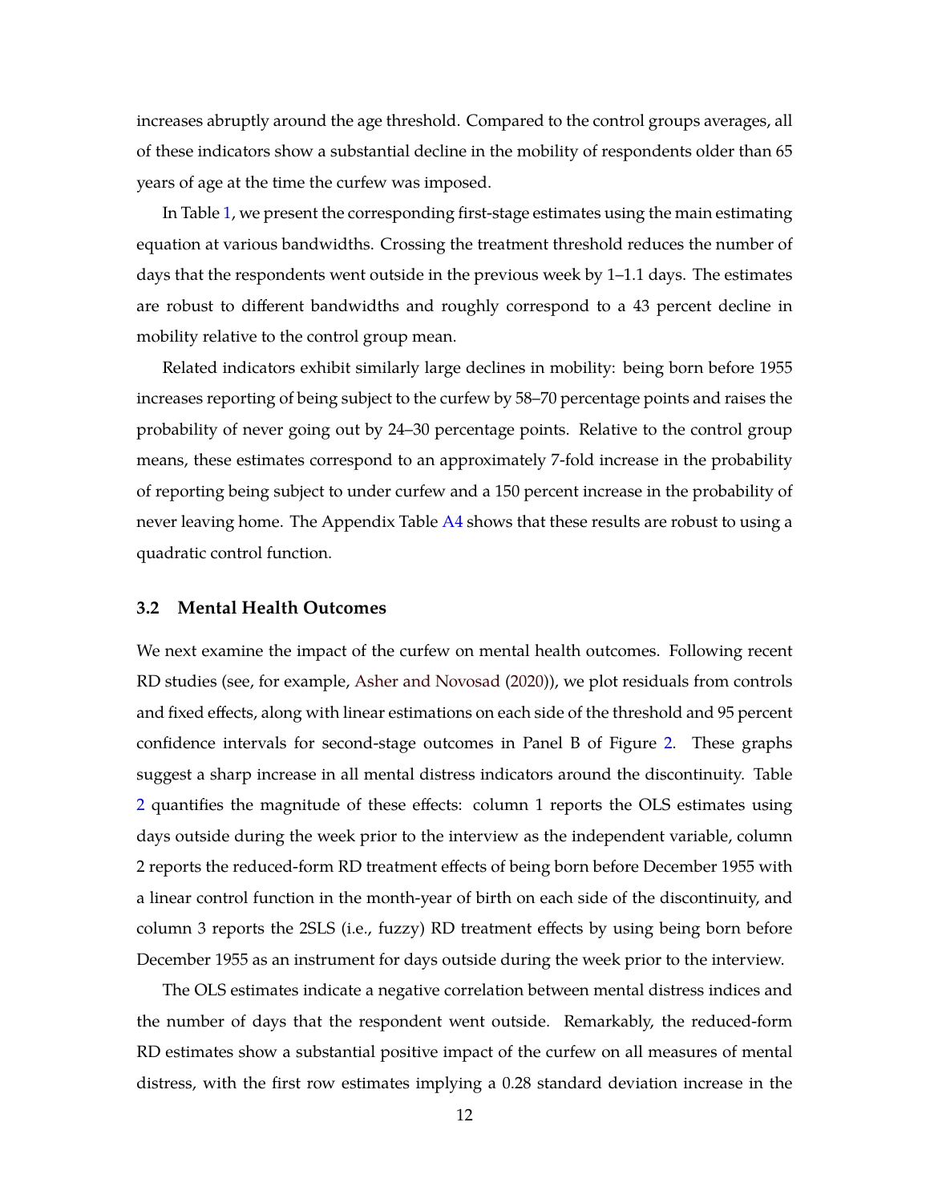increases abruptly around the age threshold. Compared to the control groups averages, all of these indicators show a substantial decline in the mobility of respondents older than 65 years of age at the time the curfew was imposed.

In Table 1, we present the corresponding first-stage estimates using the main estimating equation at various bandwidths. Crossing the treatment threshold reduces the number of days that the respondents went outside in the previous week by 1–1.1 days. The estimates are robust to different bandwidths and roughly correspond to a 43 percent decline in mobility relative to the control group mean.

Related indicators exhibit similarly large declines in mobility: being born before 1955 increases reporting of being subject to the curfew by 58–70 percentage points and raises the probability of never going out by 24–30 percentage points. Relative to the control group means, these estimates correspond to an approximately 7-fold increase in the probability of reporting being subject to under curfew and a 150 percent increase in the probability of never leaving home. The Appendix Table A4 shows that these results are robust to using a quadratic control function.

### 3.2 Mental Health Outcomes

We next examine the impact of the curfew on mental health outcomes. Following recent RD studies (see, for example, Asher and Novosad (2020)), we plot residuals from controls and fixed effects, along with linear estimations on each side of the threshold and 95 percent confidence intervals for second-stage outcomes in Panel B of Figure 2. These graphs suggest a sharp increase in all mental distress indicators around the discontinuity. Table 2 quantifies the magnitude of these effects: column 1 reports the OLS estimates using days outside during the week prior to the interview as the independent variable, column 2 reports the reduced-form RD treatment effects of being born before December 1955 with a linear control function in the month-year of birth on each side of the discontinuity, and column 3 reports the 2SLS (i.e., fuzzy) RD treatment effects by using being born before December 1955 as an instrument for days outside during the week prior to the interview.

The OLS estimates indicate a negative correlation between mental distress indices and the number of days that the respondent went outside. Remarkably, the reduced-form RD estimates show a substantial positive impact of the curfew on all measures of mental distress, with the first row estimates implying a 0.28 standard deviation increase in the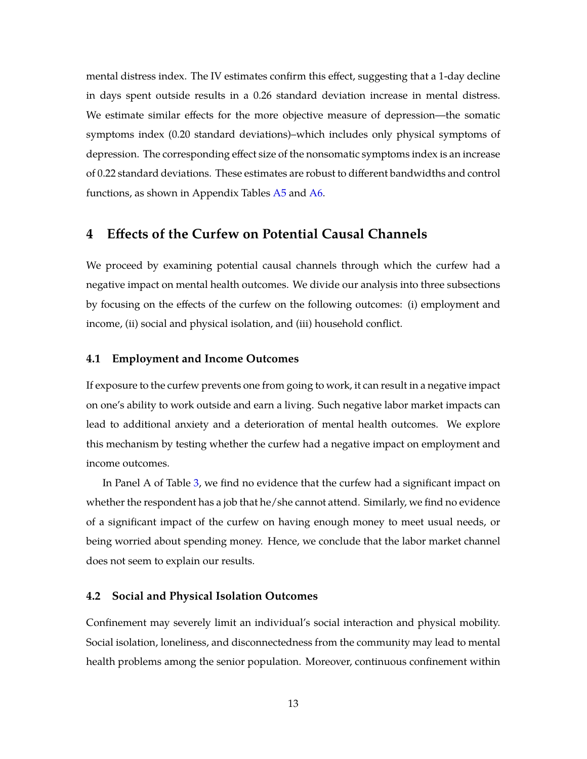mental distress index. The IV estimates confirm this effect, suggesting that a 1-day decline in days spent outside results in a 0.26 standard deviation increase in mental distress. We estimate similar effects for the more objective measure of depression—the somatic symptoms index (0.20 standard deviations)–which includes only physical symptoms of depression. The corresponding effect size of the nonsomatic symptoms index is an increase of 0.22 standard deviations. These estimates are robust to different bandwidths and control functions, as shown in Appendix Tables A5 and A6.

## 4 Effects of the Curfew on Potential Causal Channels

We proceed by examining potential causal channels through which the curfew had a negative impact on mental health outcomes. We divide our analysis into three subsections by focusing on the effects of the curfew on the following outcomes: (i) employment and income, (ii) social and physical isolation, and (iii) household conflict.

### 4.1 Employment and Income Outcomes

If exposure to the curfew prevents one from going to work, it can result in a negative impact on one's ability to work outside and earn a living. Such negative labor market impacts can lead to additional anxiety and a deterioration of mental health outcomes. We explore this mechanism by testing whether the curfew had a negative impact on employment and income outcomes.

In Panel A of Table 3, we find no evidence that the curfew had a significant impact on whether the respondent has a job that he/she cannot attend. Similarly, we find no evidence of a significant impact of the curfew on having enough money to meet usual needs, or being worried about spending money. Hence, we conclude that the labor market channel does not seem to explain our results.

### 4.2 Social and Physical Isolation Outcomes

Confinement may severely limit an individual's social interaction and physical mobility. Social isolation, loneliness, and disconnectedness from the community may lead to mental health problems among the senior population. Moreover, continuous confinement within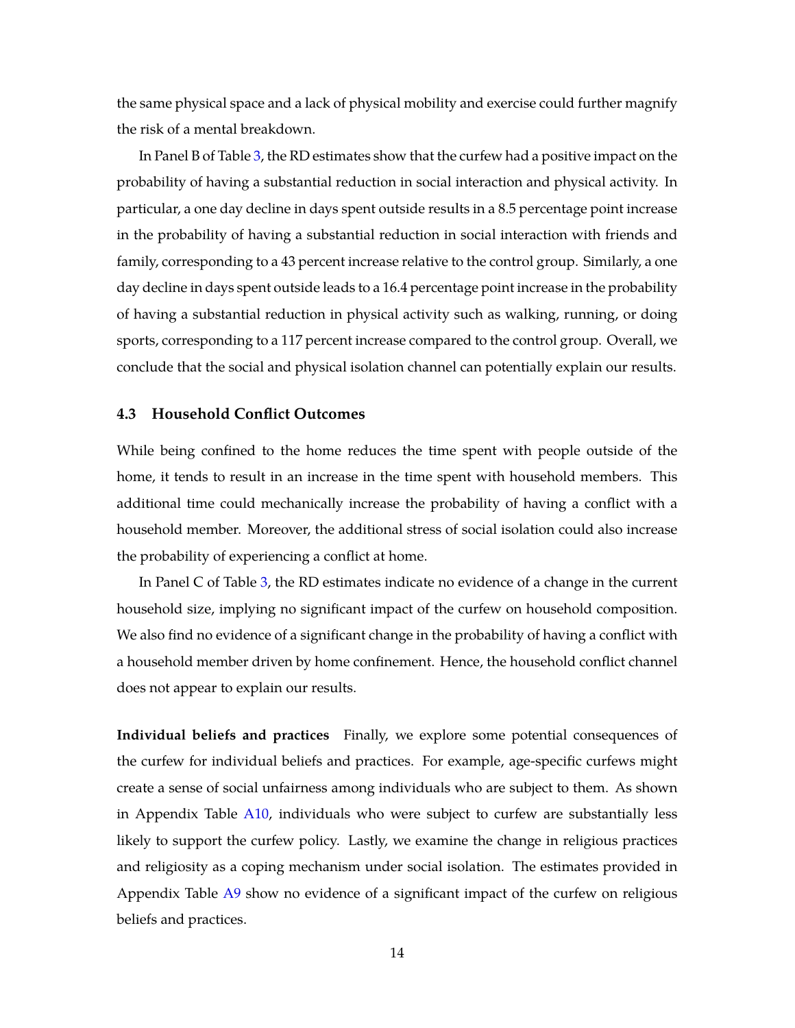the same physical space and a lack of physical mobility and exercise could further magnify the risk of a mental breakdown.

In Panel B of Table 3, the RD estimates show that the curfew had a positive impact on the probability of having a substantial reduction in social interaction and physical activity. In particular, a one day decline in days spent outside results in a 8.5 percentage point increase in the probability of having a substantial reduction in social interaction with friends and family, corresponding to a 43 percent increase relative to the control group. Similarly, a one day decline in days spent outside leads to a 16.4 percentage point increase in the probability of having a substantial reduction in physical activity such as walking, running, or doing sports, corresponding to a 117 percent increase compared to the control group. Overall, we conclude that the social and physical isolation channel can potentially explain our results.

### 4.3 Household Conflict Outcomes

While being confined to the home reduces the time spent with people outside of the home, it tends to result in an increase in the time spent with household members. This additional time could mechanically increase the probability of having a conflict with a household member. Moreover, the additional stress of social isolation could also increase the probability of experiencing a conflict at home.

In Panel C of Table 3, the RD estimates indicate no evidence of a change in the current household size, implying no significant impact of the curfew on household composition. We also find no evidence of a significant change in the probability of having a conflict with a household member driven by home confinement. Hence, the household conflict channel does not appear to explain our results.

**Individual beliefs and practices** Finally, we explore some potential consequences of the curfew for individual beliefs and practices. For example, age-specific curfews might create a sense of social unfairness among individuals who are subject to them. As shown in Appendix Table A10, individuals who were subject to curfew are substantially less likely to support the curfew policy. Lastly, we examine the change in religious practices and religiosity as a coping mechanism under social isolation. The estimates provided in Appendix Table A9 show no evidence of a significant impact of the curfew on religious beliefs and practices.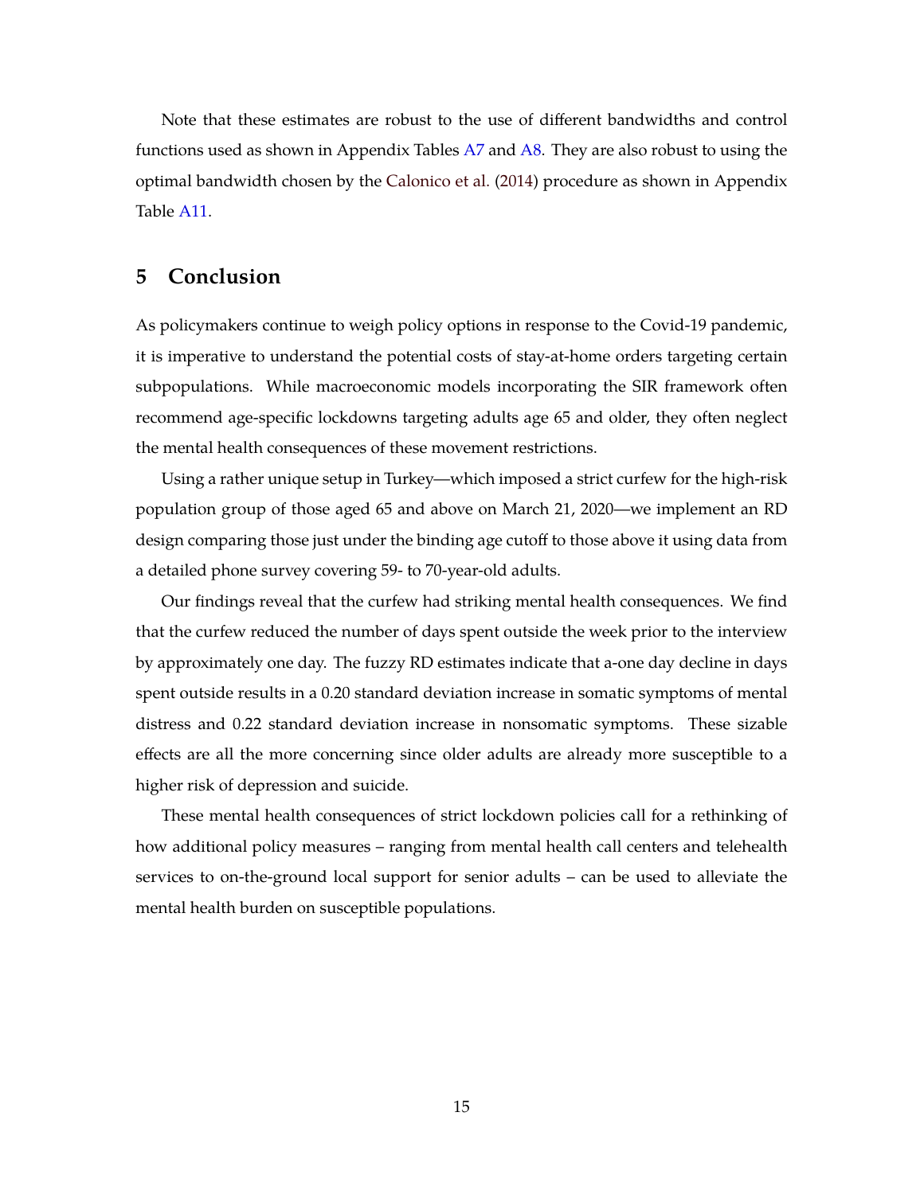Note that these estimates are robust to the use of different bandwidths and control functions used as shown in Appendix Tables A7 and A8. They are also robust to using the optimal bandwidth chosen by the Calonico et al. (2014) procedure as shown in Appendix Table A11.

## 5 Conclusion

As policymakers continue to weigh policy options in response to the Covid-19 pandemic, it is imperative to understand the potential costs of stay-at-home orders targeting certain subpopulations. While macroeconomic models incorporating the SIR framework often recommend age-specific lockdowns targeting adults age 65 and older, they often neglect the mental health consequences of these movement restrictions.

Using a rather unique setup in Turkey—which imposed a strict curfew for the high-risk population group of those aged 65 and above on March 21, 2020—we implement an RD design comparing those just under the binding age cutoff to those above it using data from a detailed phone survey covering 59- to 70-year-old adults.

Our findings reveal that the curfew had striking mental health consequences. We find that the curfew reduced the number of days spent outside the week prior to the interview by approximately one day. The fuzzy RD estimates indicate that a-one day decline in days spent outside results in a 0.20 standard deviation increase in somatic symptoms of mental distress and 0.22 standard deviation increase in nonsomatic symptoms. These sizable effects are all the more concerning since older adults are already more susceptible to a higher risk of depression and suicide.

These mental health consequences of strict lockdown policies call for a rethinking of how additional policy measures – ranging from mental health call centers and telehealth services to on-the-ground local support for senior adults – can be used to alleviate the mental health burden on susceptible populations.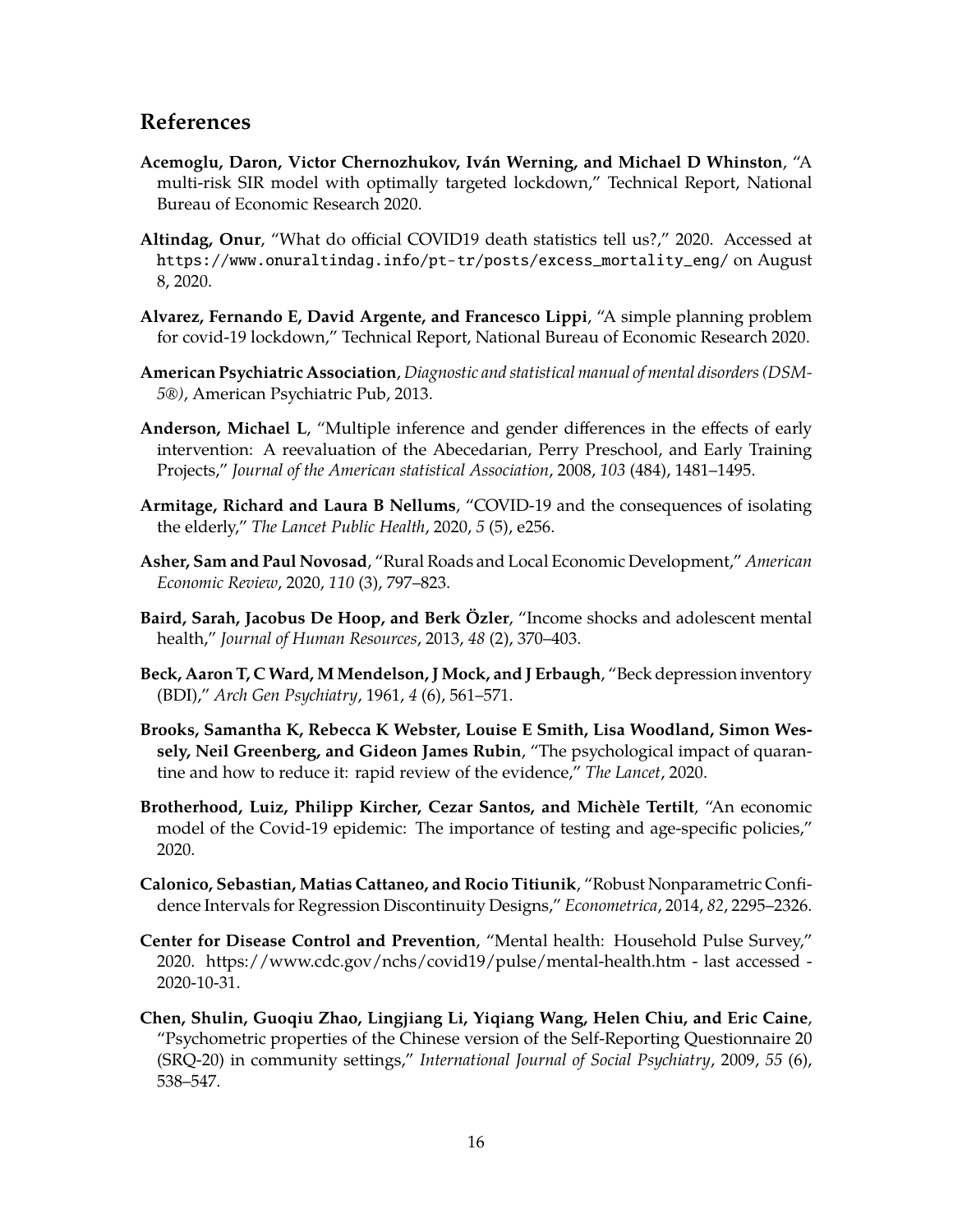## References

**Acemoglu, Daron, Victor Chernozhukov, Iván Werning, and Michael D Whinston**, "A multi-risk SIR model with optimally targeted lockdown," Technical Report, National Bureau of Economic Research 2020.

**Altindag, Onur**, "What do official COVID19 death statistics tell us?," 2020. Accessed at https://www.onuraltindag.info/pt-tr/posts/excess_mortality_eng/ on August 8, 2020.

**Alvarez, Fernando E, David Argente, and Francesco Lippi**, "A simple planning problem for covid-19 lockdown," Technical Report, National Bureau of Economic Research 2020.

**American Psychiatric Association**, *Diagnostic and statistical manual of mental disorders (DSM-5®)*, American Psychiatric Pub, 2013.

**Anderson, Michael L**, "Multiple inference and gender differences in the effects of early intervention: A reevaluation of the Abecedarian, Perry Preschool, and Early Training Projects," *Journal of the American statistical Association*, 2008, *103* (484), 1481–1495.

**Armitage, Richard and Laura B Nellums**, "COVID-19 and the consequences of isolating the elderly," *The Lancet Public Health*, 2020, *5* (5), e256.

**Asher, Sam and Paul Novosad**, "Rural Roads and Local Economic Development," *American Economic Review*, 2020, *110* (3), 797–823.

**Baird, Sarah, Jacobus De Hoop, and Berk Özler**, "Income shocks and adolescent mental health," *Journal of Human Resources*, 2013, *48* (2), 370–403.

**Beck, Aaron T, C Ward, M Mendelson, J Mock, and J Erbaugh**, "Beck depression inventory (BDI)," *Arch Gen Psychiatry*, 1961, *4* (6), 561–571.

**Brooks, Samantha K, Rebecca K Webster, Louise E Smith, Lisa Woodland, Simon Wessely, Neil Greenberg, and Gideon James Rubin**, "The psychological impact of quarantine and how to reduce it: rapid review of the evidence," *The Lancet*, 2020.

**Brotherhood, Luiz, Philipp Kircher, Cezar Santos, and Michèle Tertilt**, "An economic model of the Covid-19 epidemic: The importance of testing and age-specific policies," 2020.

**Calonico, Sebastian, Matias Cattaneo, and Rocio Titiunik**, "Robust Nonparametric Confidence Intervals for Regression Discontinuity Designs," *Econometrica*, 2014, *82*, 2295–2326.

**Center for Disease Control and Prevention**, "Mental health: Household Pulse Survey," 2020. https://www.cdc.gov/nchs/covid19/pulse/mental-health.htm - last accessed - 2020-10-31.

**Chen, Shulin, Guoqiu Zhao, Lingjiang Li, Yiqiang Wang, Helen Chiu, and Eric Caine**, "Psychometric properties of the Chinese version of the Self-Reporting Questionnaire 20 (SRQ-20) in community settings," *International Journal of Social Psychiatry*, 2009, *55* (6), 538–547.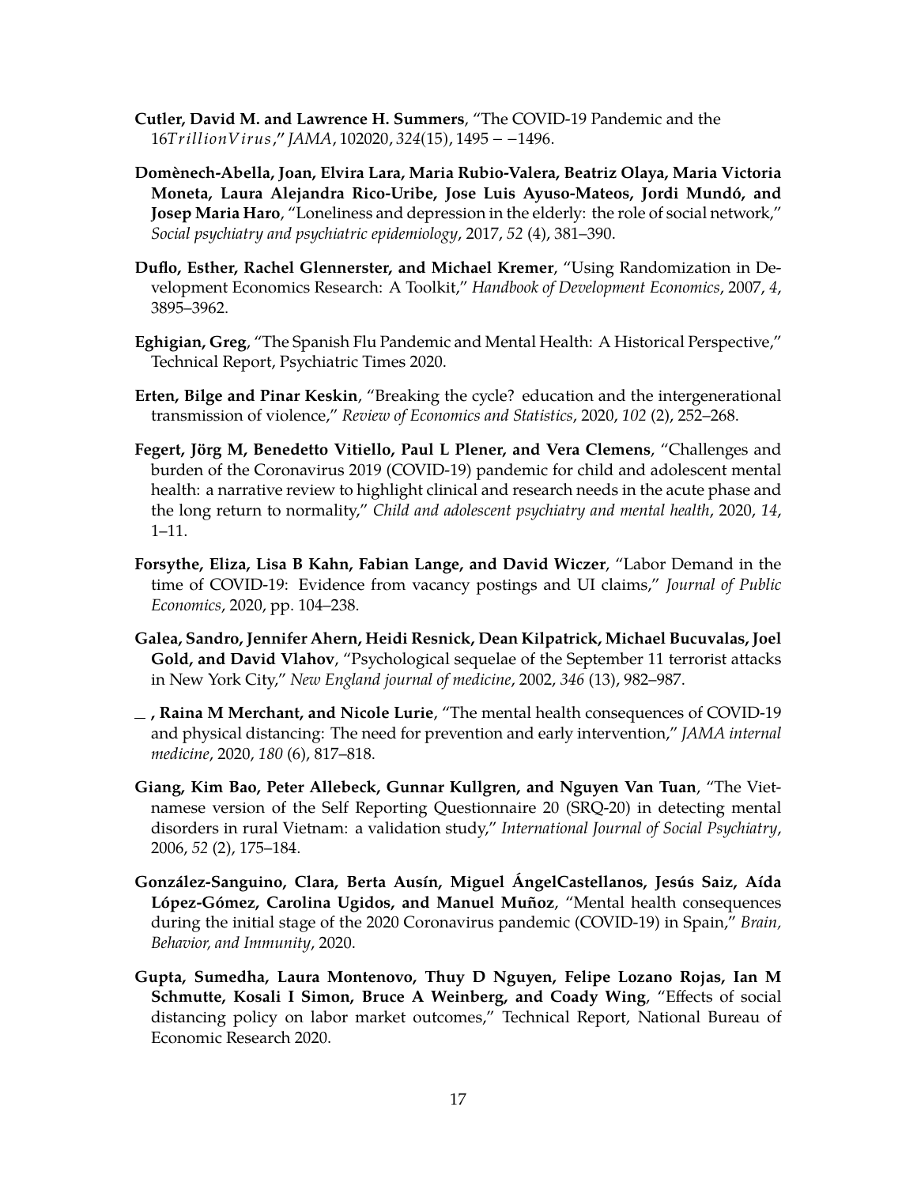**Cutler, David M. and Lawrence H. Summers**, "The COVID-19 Pandemic and the $16TrillionVirus$," *JAMA*, 102020, *324*(15), 1495 − −1496.

**Domènech-Abella, Joan, Elvira Lara, Maria Rubio-Valera, Beatriz Olaya, Maria Victoria Moneta, Laura Alejandra Rico-Uribe, Jose Luis Ayuso-Mateos, Jordi Mundó, and Josep Maria Haro**, "Loneliness and depression in the elderly: the role of social network," *Social psychiatry and psychiatric epidemiology*, 2017, *52* (4), 381–390.

**Duflo, Esther, Rachel Glennerster, and Michael Kremer**, "Using Randomization in Development Economics Research: A Toolkit," *Handbook of Development Economics*, 2007, *4*, 3895–3962.

**Eghigian, Greg**, "The Spanish Flu Pandemic and Mental Health: A Historical Perspective," Technical Report, Psychiatric Times 2020.

**Erten, Bilge and Pinar Keskin**, "Breaking the cycle? education and the intergenerational transmission of violence," *Review of Economics and Statistics*, 2020, *102* (2), 252–268.

**Fegert, Jörg M, Benedetto Vitiello, Paul L Plener, and Vera Clemens**, "Challenges and burden of the Coronavirus 2019 (COVID-19) pandemic for child and adolescent mental health: a narrative review to highlight clinical and research needs in the acute phase and the long return to normality," *Child and adolescent psychiatry and mental health*, 2020, *14*, 1–11.

**Forsythe, Eliza, Lisa B Kahn, Fabian Lange, and David Wiczer**, "Labor Demand in the time of COVID-19: Evidence from vacancy postings and UI claims," *Journal of Public Economics*, 2020, pp. 104–238.

**Galea, Sandro, Jennifer Ahern, Heidi Resnick, Dean Kilpatrick, Michael Bucuvalas, Joel Gold, and David Vlahov**, "Psychological sequelae of the September 11 terrorist attacks in New York City," *New England journal of medicine*, 2002, *346* (13), 982–987.

**\_\_ , Raina M Merchant, and Nicole Lurie**, "The mental health consequences of COVID-19 and physical distancing: The need for prevention and early intervention," *JAMA internal medicine*, 2020, *180* (6), 817–818.

**Giang, Kim Bao, Peter Allebeck, Gunnar Kullgren, and Nguyen Van Tuan**, "The Vietnamese version of the Self Reporting Questionnaire 20 (SRQ-20) in detecting mental disorders in rural Vietnam: a validation study," *International Journal of Social Psychiatry*, 2006, *52* (2), 175–184.

**González-Sanguino, Clara, Berta Ausín, Miguel ÁngelCastellanos, Jesús Saiz, Aída López-Gómez, Carolina Ugidos, and Manuel Muñoz**, "Mental health consequences during the initial stage of the 2020 Coronavirus pandemic (COVID-19) in Spain," *Brain, Behavior, and Immunity*, 2020.

**Gupta, Sumedha, Laura Montenovo, Thuy D Nguyen, Felipe Lozano Rojas, Ian M Schmutte, Kosali I Simon, Bruce A Weinberg, and Coady Wing**, "Effects of social distancing policy on labor market outcomes," Technical Report, National Bureau of Economic Research 2020.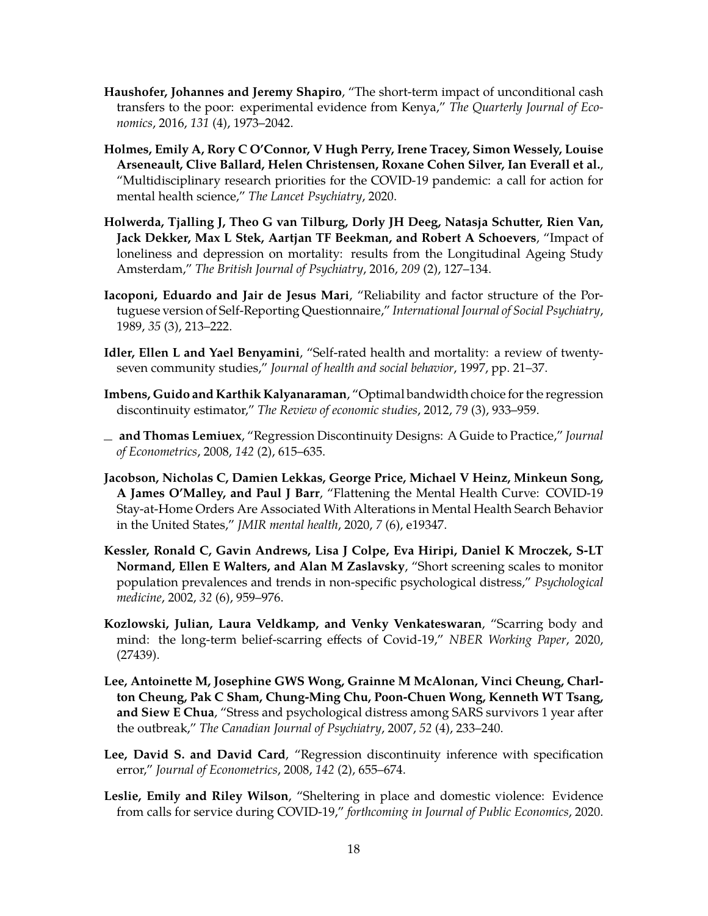**Haushofer, Johannes and Jeremy Shapiro**, "The short-term impact of unconditional cash transfers to the poor: experimental evidence from Kenya," *The Quarterly Journal of Economics*, 2016, *131* (4), 1973–2042.

**Holmes, Emily A, Rory C O'Connor, V Hugh Perry, Irene Tracey, Simon Wessely, Louise Arseneault, Clive Ballard, Helen Christensen, Roxane Cohen Silver, Ian Everall et al.**, "Multidisciplinary research priorities for the COVID-19 pandemic: a call for action for mental health science," *The Lancet Psychiatry*, 2020.

**Holwerda, Tjalling J, Theo G van Tilburg, Dorly JH Deeg, Natasja Schutter, Rien Van, Jack Dekker, Max L Stek, Aartjan TF Beekman, and Robert A Schoevers**, "Impact of loneliness and depression on mortality: results from the Longitudinal Ageing Study Amsterdam," *The British Journal of Psychiatry*, 2016, *209* (2), 127–134.

**Iacoponi, Eduardo and Jair de Jesus Mari**, "Reliability and factor structure of the Portuguese version of Self-Reporting Questionnaire," *International Journal of Social Psychiatry*, 1989, *35* (3), 213–222.

**Idler, Ellen L and Yael Benyamini**, "Self-rated health and mortality: a review of twenty-seven community studies," *Journal of health and social behavior*, 1997, pp. 21–37.

**Imbens, Guido and Karthik Kalyanaraman**, "Optimal bandwidth choice for the regression discontinuity estimator," *The Review of economic studies*, 2012, *79* (3), 933–959.

_ **and Thomas Lemiuex**, "Regression Discontinuity Designs: A Guide to Practice," *Journal of Econometrics*, 2008, *142* (2), 615–635.

**Jacobson, Nicholas C, Damien Lekkas, George Price, Michael V Heinz, Minkeun Song, A James O'Malley, and Paul J Barr**, "Flattening the Mental Health Curve: COVID-19 Stay-at-Home Orders Are Associated With Alterations in Mental Health Search Behavior in the United States," *JMIR mental health*, 2020, *7* (6), e19347.

**Kessler, Ronald C, Gavin Andrews, Lisa J Colpe, Eva Hiripi, Daniel K Mroczek, S-LT Normand, Ellen E Walters, and Alan M Zaslavsky**, "Short screening scales to monitor population prevalences and trends in non-specific psychological distress," *Psychological medicine*, 2002, *32* (6), 959–976.

**Kozlowski, Julian, Laura Veldkamp, and Venky Venkateswaran**, "Scarring body and mind: the long-term belief-scarring effects of Covid-19," *NBER Working Paper*, 2020, (27439).

**Lee, Antoinette M, Josephine GWS Wong, Grainne M McAlonan, Vinci Cheung, Charlton Cheung, Pak C Sham, Chung-Ming Chu, Poon-Chuen Wong, Kenneth WT Tsang, and Siew E Chua**, "Stress and psychological distress among SARS survivors 1 year after the outbreak," *The Canadian Journal of Psychiatry*, 2007, *52* (4), 233–240.

**Lee, David S. and David Card**, "Regression discontinuity inference with specification error," *Journal of Econometrics*, 2008, *142* (2), 655–674.

**Leslie, Emily and Riley Wilson**, "Sheltering in place and domestic violence: Evidence from calls for service during COVID-19," *forthcoming in Journal of Public Economics*, 2020.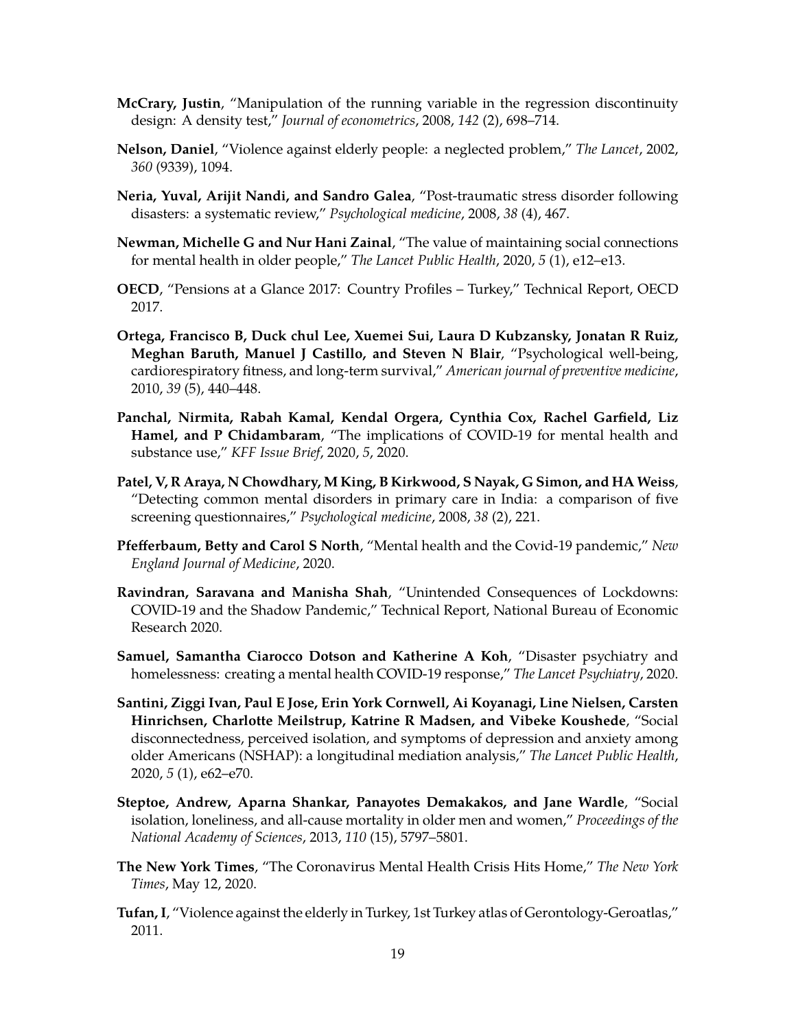**McCrary, Justin**, "Manipulation of the running variable in the regression discontinuity design: A density test," *Journal of econometrics*, 2008, *142* (2), 698–714.

**Nelson, Daniel**, "Violence against elderly people: a neglected problem," *The Lancet*, 2002, *360* (9339), 1094.

**Neria, Yuval, Arijit Nandi, and Sandro Galea**, "Post-traumatic stress disorder following disasters: a systematic review," *Psychological medicine*, 2008, *38* (4), 467.

**Newman, Michelle G and Nur Hani Zainal**, "The value of maintaining social connections for mental health in older people," *The Lancet Public Health*, 2020, *5* (1), e12–e13.

**OECD**, "Pensions at a Glance 2017: Country Profiles – Turkey," Technical Report, OECD 2017.

**Ortega, Francisco B, Duck chul Lee, Xuemei Sui, Laura D Kubzansky, Jonatan R Ruiz, Meghan Baruth, Manuel J Castillo, and Steven N Blair**, "Psychological well-being, cardiorespiratory fitness, and long-term survival," *American journal of preventive medicine*, 2010, *39* (5), 440–448.

**Panchal, Nirmita, Rabah Kamal, Kendal Orgera, Cynthia Cox, Rachel Garfield, Liz Hamel, and P Chidambaram**, "The implications of COVID-19 for mental health and substance use," *KFF Issue Brief*, 2020, *5*, 2020.

**Patel, V, R Araya, N Chowdhary, M King, B Kirkwood, S Nayak, G Simon, and HA Weiss**, "Detecting common mental disorders in primary care in India: a comparison of five screening questionnaires," *Psychological medicine*, 2008, *38* (2), 221.

**Pfefferbaum, Betty and Carol S North**, "Mental health and the Covid-19 pandemic," *New England Journal of Medicine*, 2020.

**Ravindran, Saravana and Manisha Shah**, "Unintended Consequences of Lockdowns: COVID-19 and the Shadow Pandemic," Technical Report, National Bureau of Economic Research 2020.

**Samuel, Samantha Ciarocco Dotson and Katherine A Koh**, "Disaster psychiatry and homelessness: creating a mental health COVID-19 response," *The Lancet Psychiatry*, 2020.

**Santini, Ziggi Ivan, Paul E Jose, Erin York Cornwell, Ai Koyanagi, Line Nielsen, Carsten Hinrichsen, Charlotte Meilstrup, Katrine R Madsen, and Vibeke Koushede**, "Social disconnectedness, perceived isolation, and symptoms of depression and anxiety among older Americans (NSHAP): a longitudinal mediation analysis," *The Lancet Public Health*, 2020, *5* (1), e62–e70.

**Steptoe, Andrew, Aparna Shankar, Panayotes Demakakos, and Jane Wardle**, "Social isolation, loneliness, and all-cause mortality in older men and women," *Proceedings of the National Academy of Sciences*, 2013, *110* (15), 5797–5801.

**The New York Times**, "The Coronavirus Mental Health Crisis Hits Home," *The New York Times*, May 12, 2020.

**Tufan, I**, "Violence against the elderly in Turkey, 1st Turkey atlas of Gerontology-Geroatlas," 2011.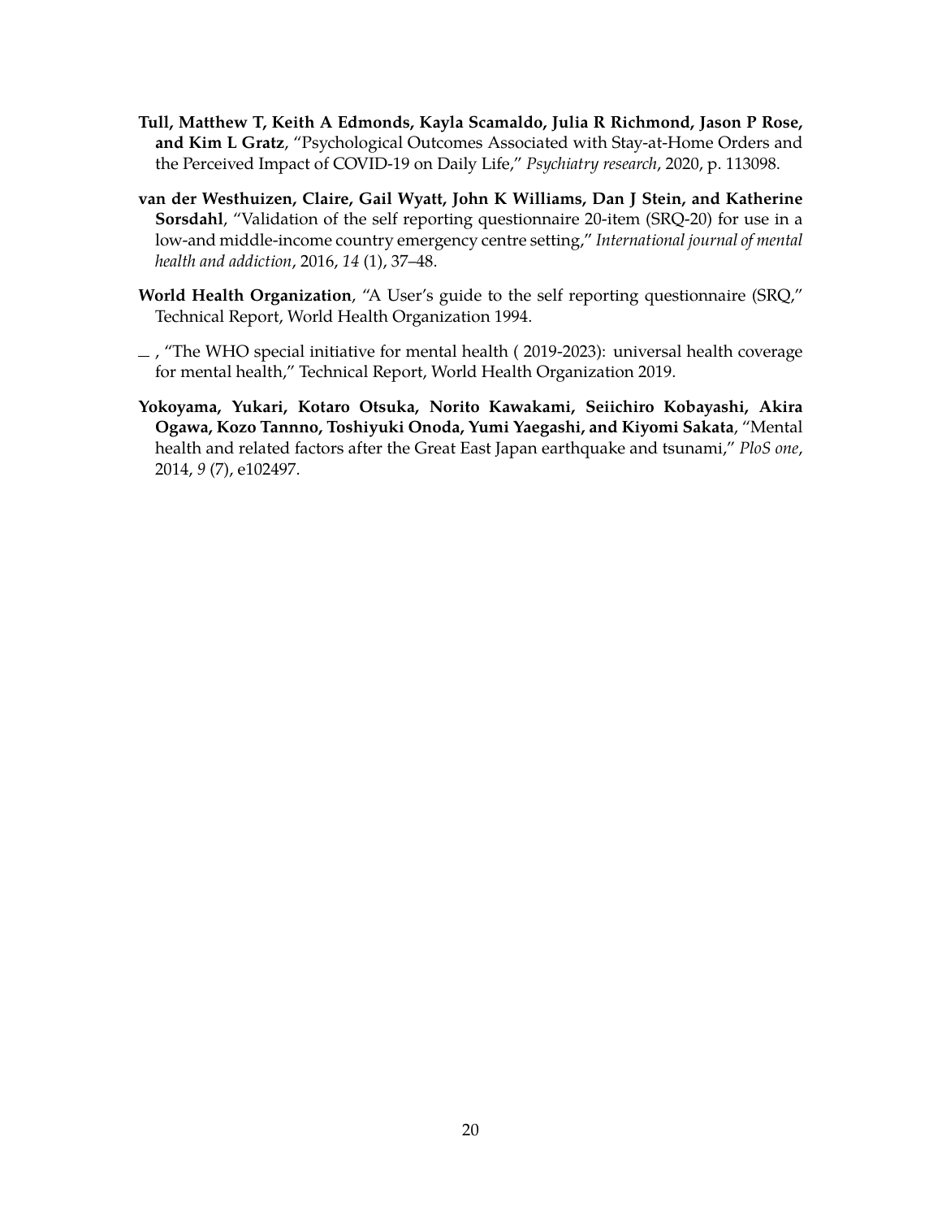**Tull, Matthew T, Keith A Edmonds, Kayla Scamaldo, Julia R Richmond, Jason P Rose, and Kim L Gratz**, "Psychological Outcomes Associated with Stay-at-Home Orders and the Perceived Impact of COVID-19 on Daily Life," *Psychiatry research*, 2020, p. 113098.

**van der Westhuizen, Claire, Gail Wyatt, John K Williams, Dan J Stein, and Katherine Sorsdahl**, "Validation of the self reporting questionnaire 20-item (SRQ-20) for use in a low-and middle-income country emergency centre setting," *International journal of mental health and addiction*, 2016, *14* (1), 37–48.

**World Health Organization**, "A User's guide to the self reporting questionnaire (SRQ," Technical Report, World Health Organization 1994.

_ , "The WHO special initiative for mental health ( 2019-2023): universal health coverage for mental health," Technical Report, World Health Organization 2019.

**Yokoyama, Yukari, Kotaro Otsuka, Norito Kawakami, Seiichiro Kobayashi, Akira Ogawa, Kozo Tannno, Toshiyuki Onoda, Yumi Yaegashi, and Kiyomi Sakata**, "Mental health and related factors after the Great East Japan earthquake and tsunami," *PloS one*, 2014, *9* (7), e102497.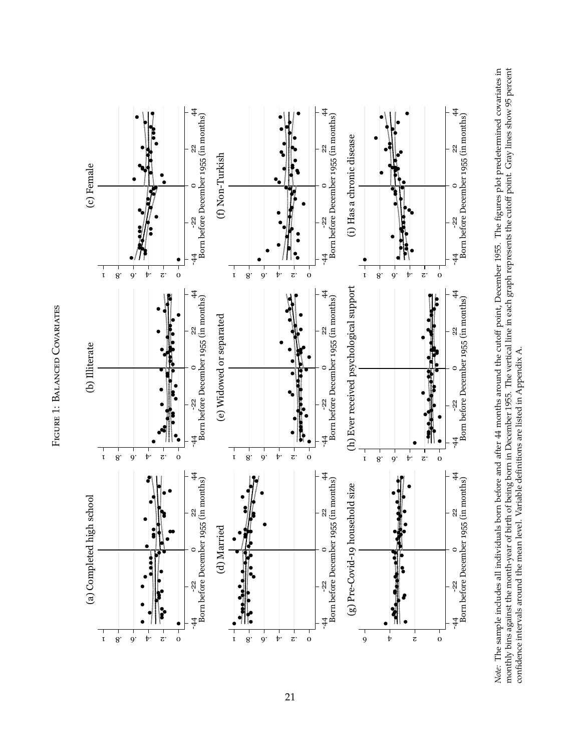FIGURE 1: BALANCED COVARIATES

(a) Completed high school

(b) Illiterate

(c) Female

(d) Married

(e) Widowed or separated

(f) Non-Turkish

(g) Pre-Covid-19 household size

(h) Ever received psychological support

(i) Has a chronic disease

*Note:* The sample includes all individuals born before and after 44 months around the cutoff point, December 1955. The figures plot predetermined covariates in monthly bins against the month-year of birth of being born in December 1955. The vertical line in each graph represents the cutoff point. Gray lines show 95 percent confidence intervals around the mean level. Variable definitions are listed in Appendix A.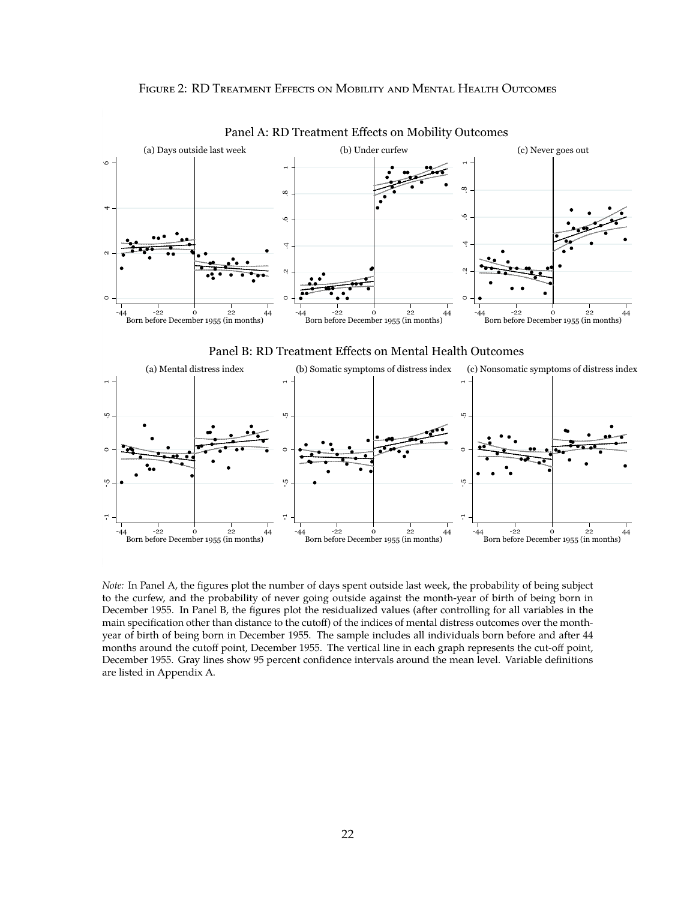Figure 2: RD Treatment Effects on Mobility and Mental Health Outcomes

Panel A: RD Treatment Effects on Mobility Outcomes

(a) Days outside last week

(b) Under curfew

(c) Never goes out

Panel B: RD Treatment Effects on Mental Health Outcomes

(a) Mental distress index

(b) Somatic symptoms of distress index

(c) Nonsomatic symptoms of distress index

*Note:* In Panel A, the figures plot the number of days spent outside last week, the probability of being subject to the curfew, and the probability of never going outside against the month-year of birth of being born in December 1955. In Panel B, the figures plot the residualized values (after controlling for all variables in the main specification other than distance to the cutoff) of the indices of mental distress outcomes over the month-year of birth of being born in December 1955. The sample includes all individuals born before and after 44 months around the cutoff point, December 1955. The vertical line in each graph represents the cut-off point, December 1955. Gray lines show 95 percent confidence intervals around the mean level. Variable definitions are listed in Appendix A.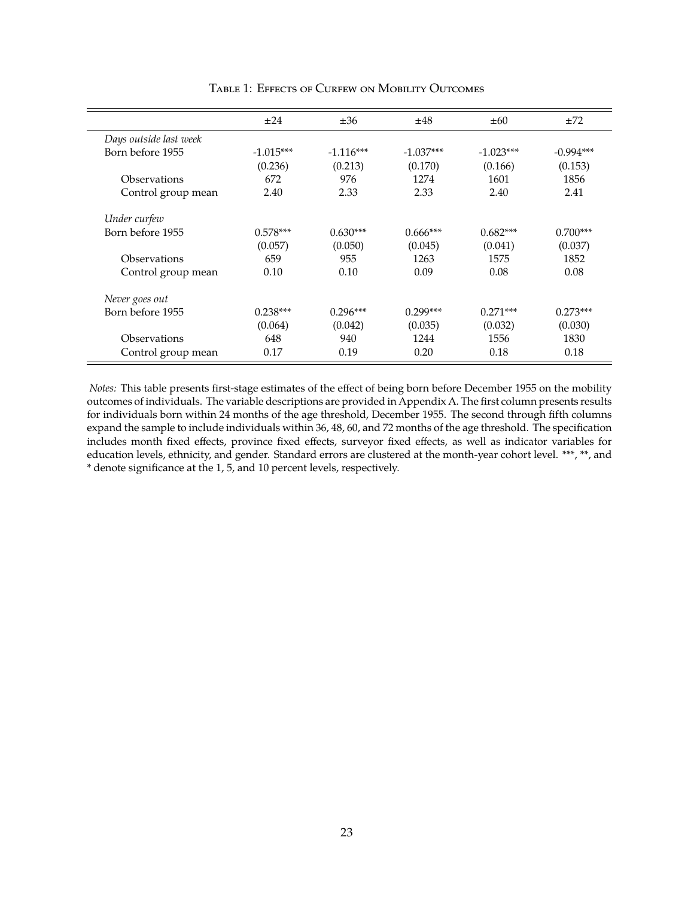Table 1: Effects of Curfew on Mobility Outcomes

| | ±24 | ±36 | ±48 | ±60 | ±72 |
|---|---|---|---|---|---|
| *Days outside last week* | | | | | |
| Born before 1955 | -1.015*** | -1.116*** | -1.037*** | -1.023*** | -0.994*** |
| | (0.236) | (0.213) | (0.170) | (0.166) | (0.153) |
| Observations | 672 | 976 | 1274 | 1601 | 1856 |
| Control group mean | 2.40 | 2.33 | 2.33 | 2.40 | 2.41 |
| *Under curfew* | | | | | |
| Born before 1955 | 0.578*** | 0.630*** | 0.666*** | 0.682*** | 0.700*** |
| | (0.057) | (0.050) | (0.045) | (0.041) | (0.037) |
| Observations | 659 | 955 | 1263 | 1575 | 1852 |
| Control group mean | 0.10 | 0.10 | 0.09 | 0.08 | 0.08 |
| *Never goes out* | | | | | |
| Born before 1955 | 0.238*** | 0.296*** | 0.299*** | 0.271*** | 0.273*** |
| | (0.064) | (0.042) | (0.035) | (0.032) | (0.030) |
| Observations | 648 | 940 | 1244 | 1556 | 1830 |
| Control group mean | 0.17 | 0.19 | 0.20 | 0.18 | 0.18 |

*Notes:* This table presents first-stage estimates of the effect of being born before December 1955 on the mobility outcomes of individuals. The variable descriptions are provided in Appendix A. The first column presents results for individuals born within 24 months of the age threshold, December 1955. The second through fifth columns expand the sample to include individuals within 36, 48, 60, and 72 months of the age threshold. The specification includes month fixed effects, province fixed effects, surveyor fixed effects, as well as indicator variables for education levels, ethnicity, and gender. Standard errors are clustered at the month-year cohort level. ***, **, and * denote significance at the 1, 5, and 10 percent levels, respectively.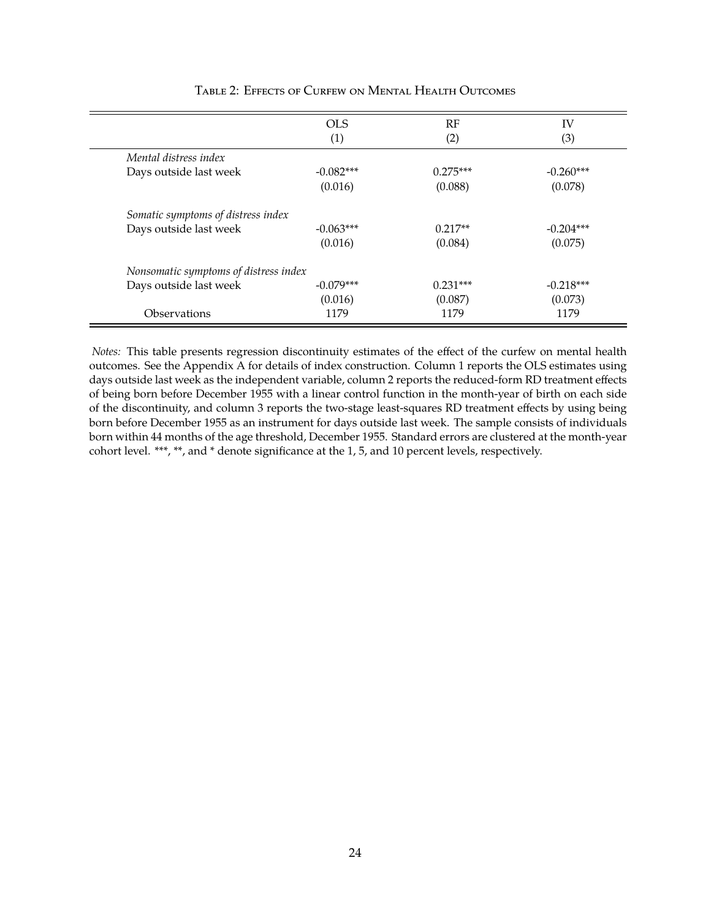Table 2: Effects of Curfew on Mental Health Outcomes

| | OLS | RF | IV |
|---|---|---|---|
| | (1) | (2) | (3) |
| *Mental distress index* | | | |
| Days outside last week | -0.082*** | 0.275*** | -0.260*** |
| | (0.016) | (0.088) | (0.078) |
| *Somatic symptoms of distress index* | | | |
| Days outside last week | -0.063*** | 0.217** | -0.204*** |
| | (0.016) | (0.084) | (0.075) |
| *Nonsomatic symptoms of distress index* | | | |
| Days outside last week | -0.079*** | 0.231*** | -0.218*** |
| | (0.016) | (0.087) | (0.073) |
| Observations | 1179 | 1179 | 1179 |

*Notes:* This table presents regression discontinuity estimates of the effect of the curfew on mental health outcomes. See the Appendix A for details of index construction. Column 1 reports the OLS estimates using days outside last week as the independent variable, column 2 reports the reduced-form RD treatment effects of being born before December 1955 with a linear control function in the month-year of birth on each side of the discontinuity, and column 3 reports the two-stage least-squares RD treatment effects by using being born before December 1955 as an instrument for days outside last week. The sample consists of individuals born within 44 months of the age threshold, December 1955. Standard errors are clustered at the month-year cohort level. ***, **, and * denote significance at the 1, 5, and 10 percent levels, respectively.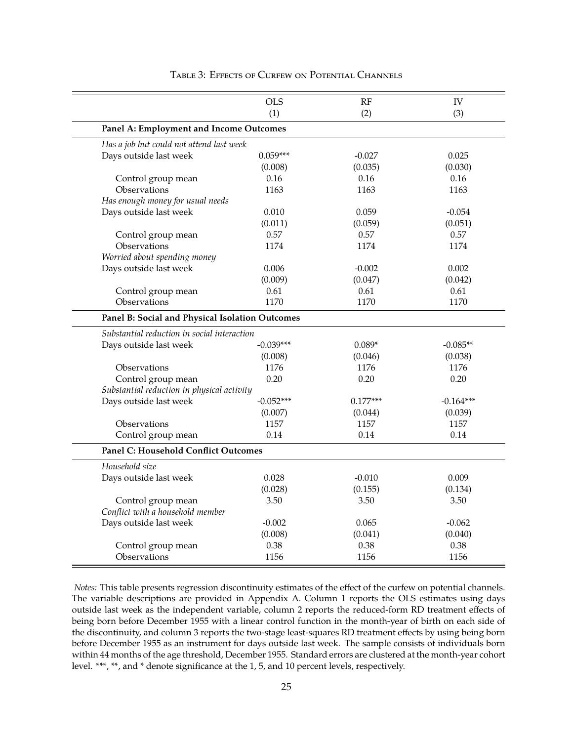Table 3: Effects of Curfew on Potential Channels

| | OLS<br>(1) | RF<br>(2) | IV<br>(3) |
|---|---|---|---|
| **Panel A: Employment and Income Outcomes** | | | |
| *Has a job but could not attend last week* | | | |
| Days outside last week | 0.059*** | -0.027 | 0.025 |
| | (0.008) | (0.035) | (0.030) |
| Control group mean | 0.16 | 0.16 | 0.16 |
| Observations | 1163 | 1163 | 1163 |
| *Has enough money for usual needs* | | | |
| Days outside last week | 0.010 | 0.059 | -0.054 |
| | (0.011) | (0.059) | (0.051) |
| Control group mean | 0.57 | 0.57 | 0.57 |
| Observations | 1174 | 1174 | 1174 |
| *Worried about spending money* | | | |
| Days outside last week | 0.006 | -0.002 | 0.002 |
| | (0.009) | (0.047) | (0.042) |
| Control group mean | 0.61 | 0.61 | 0.61 |
| Observations | 1170 | 1170 | 1170 |
| **Panel B: Social and Physical Isolation Outcomes** | | | |
| *Substantial reduction in social interaction* | | | |
| Days outside last week | -0.039*** | 0.089* | -0.085** |
| | (0.008) | (0.046) | (0.038) |
| Observations | 1176 | 1176 | 1176 |
| Control group mean | 0.20 | 0.20 | 0.20 |
| *Substantial reduction in physical activity* | | | |
| Days outside last week | -0.052*** | 0.177*** | -0.164*** |
| | (0.007) | (0.044) | (0.039) |
| Observations | 1157 | 1157 | 1157 |
| Control group mean | 0.14 | 0.14 | 0.14 |
| **Panel C: Household Conflict Outcomes** | | | |
| *Household size* | | | |
| Days outside last week | 0.028 | -0.010 | 0.009 |
| | (0.028) | (0.155) | (0.134) |
| Control group mean | 3.50 | 3.50 | 3.50 |
| *Conflict with a household member* | | | |
| Days outside last week | -0.002 | 0.065 | -0.062 |
| | (0.008) | (0.041) | (0.040) |
| Control group mean | 0.38 | 0.38 | 0.38 |
| Observations | 1156 | 1156 | 1156 |

*Notes:* This table presents regression discontinuity estimates of the effect of the curfew on potential channels. The variable descriptions are provided in Appendix A. Column 1 reports the OLS estimates using days outside last week as the independent variable, column 2 reports the reduced-form RD treatment effects of being born before December 1955 with a linear control function in the month-year of birth on each side of the discontinuity, and column 3 reports the two-stage least-squares RD treatment effects by using being born before December 1955 as an instrument for days outside last week. The sample consists of individuals born within 44 months of the age threshold, December 1955. Standard errors are clustered at the month-year cohort level. ***, **, and * denote significance at the 1, 5, and 10 percent levels, respectively.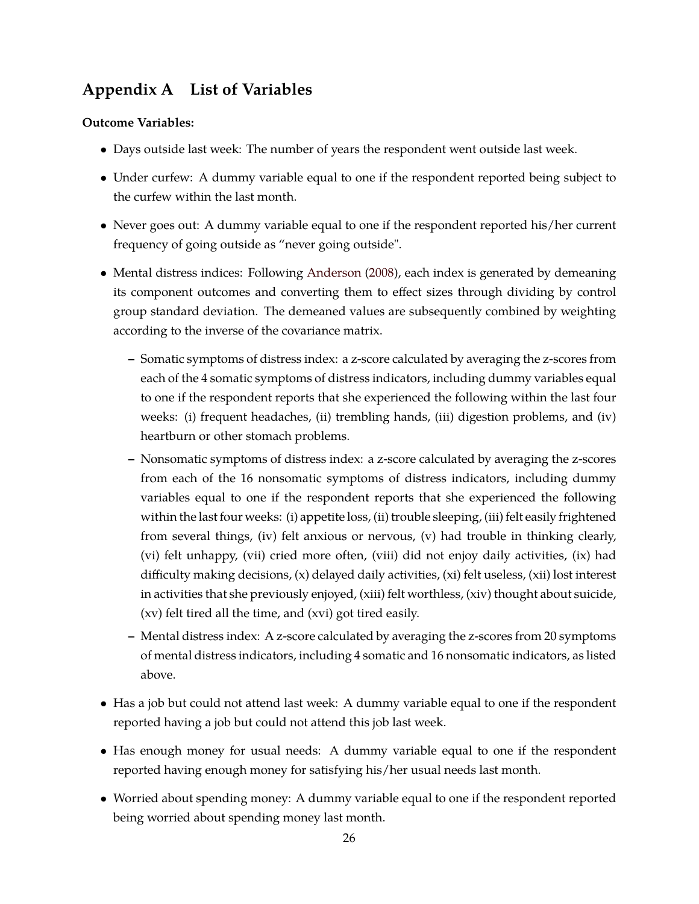## Appendix A List of Variables

**Outcome Variables:**

- Days outside last week: The number of years the respondent went outside last week.
- Under curfew: A dummy variable equal to one if the respondent reported being subject to the curfew within the last month.
- Never goes out: A dummy variable equal to one if the respondent reported his/her current frequency of going outside as "never going outside".
- Mental distress indices: Following Anderson (2008), each index is generated by demeaning its component outcomes and converting them to effect sizes through dividing by control group standard deviation. The demeaned values are subsequently combined by weighting according to the inverse of the covariance matrix.
  - Somatic symptoms of distress index: a z-score calculated by averaging the z-scores from each of the 4 somatic symptoms of distress indicators, including dummy variables equal to one if the respondent reports that she experienced the following within the last four weeks: (i) frequent headaches, (ii) trembling hands, (iii) digestion problems, and (iv) heartburn or other stomach problems.
  - Nonsomatic symptoms of distress index: a z-score calculated by averaging the z-scores from each of the 16 nonsomatic symptoms of distress indicators, including dummy variables equal to one if the respondent reports that she experienced the following within the last four weeks: (i) appetite loss, (ii) trouble sleeping, (iii) felt easily frightened from several things, (iv) felt anxious or nervous, (v) had trouble in thinking clearly, (vi) felt unhappy, (vii) cried more often, (viii) did not enjoy daily activities, (ix) had difficulty making decisions, (x) delayed daily activities, (xi) felt useless, (xii) lost interest in activities that she previously enjoyed, (xiii) felt worthless, (xiv) thought about suicide, (xv) felt tired all the time, and (xvi) got tired easily.
  - Mental distress index: A z-score calculated by averaging the z-scores from 20 symptoms of mental distress indicators, including 4 somatic and 16 nonsomatic indicators, as listed above.
- Has a job but could not attend last week: A dummy variable equal to one if the respondent reported having a job but could not attend this job last week.
- Has enough money for usual needs: A dummy variable equal to one if the respondent reported having enough money for satisfying his/her usual needs last month.
- Worried about spending money: A dummy variable equal to one if the respondent reported being worried about spending money last month.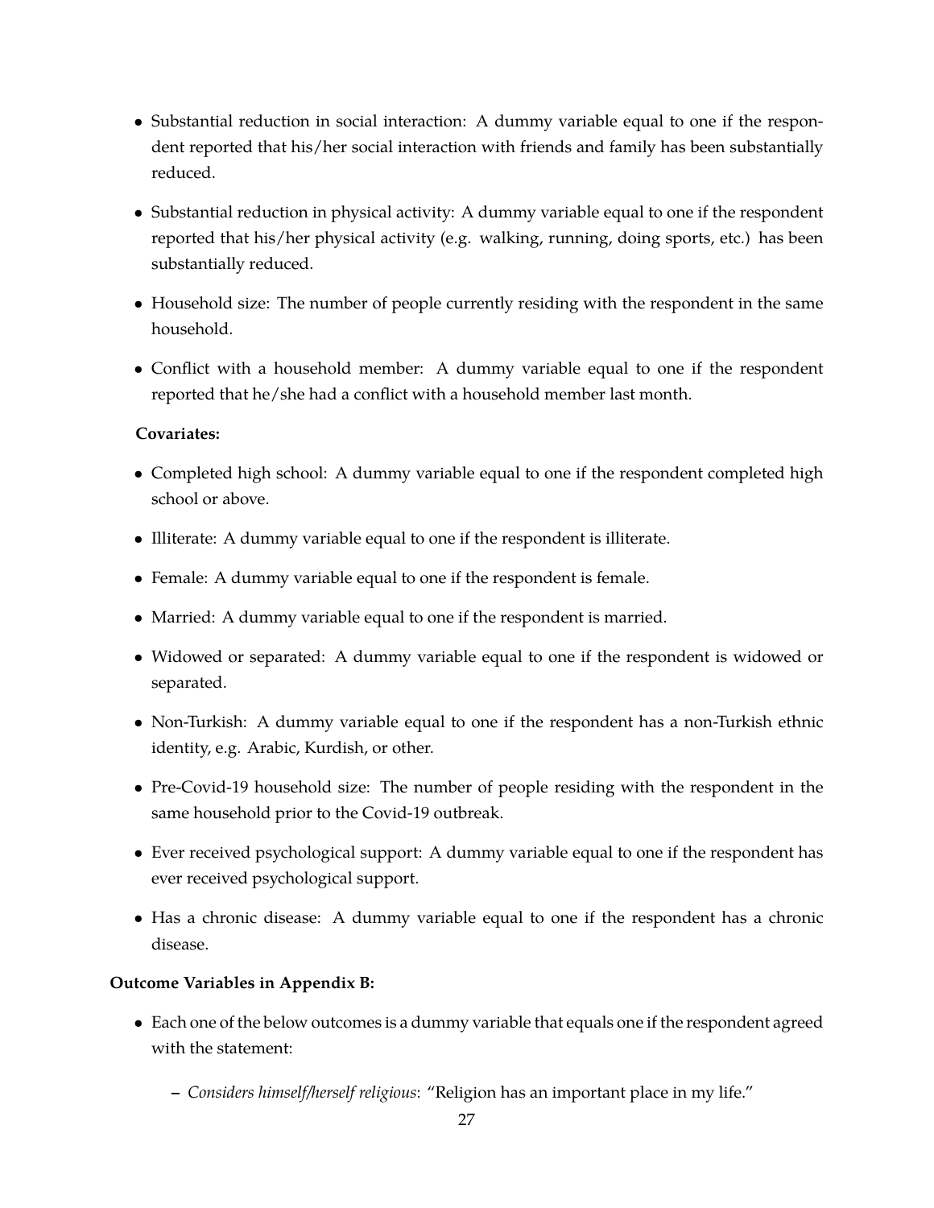- Substantial reduction in social interaction: A dummy variable equal to one if the respondent reported that his/her social interaction with friends and family has been substantially reduced.
- Substantial reduction in physical activity: A dummy variable equal to one if the respondent reported that his/her physical activity (e.g. walking, running, doing sports, etc.) has been substantially reduced.
- Household size: The number of people currently residing with the respondent in the same household.
- Conflict with a household member: A dummy variable equal to one if the respondent reported that he/she had a conflict with a household member last month.

**Covariates:**

- Completed high school: A dummy variable equal to one if the respondent completed high school or above.
- Illiterate: A dummy variable equal to one if the respondent is illiterate.
- Female: A dummy variable equal to one if the respondent is female.
- Married: A dummy variable equal to one if the respondent is married.
- Widowed or separated: A dummy variable equal to one if the respondent is widowed or separated.
- Non-Turkish: A dummy variable equal to one if the respondent has a non-Turkish ethnic identity, e.g. Arabic, Kurdish, or other.
- Pre-Covid-19 household size: The number of people residing with the respondent in the same household prior to the Covid-19 outbreak.
- Ever received psychological support: A dummy variable equal to one if the respondent has ever received psychological support.
- Has a chronic disease: A dummy variable equal to one if the respondent has a chronic disease.

**Outcome Variables in Appendix B:**

- Each one of the below outcomes is a dummy variable that equals one if the respondent agreed with the statement:
  - *Considers himself/herself religious*: "Religion has an important place in my life."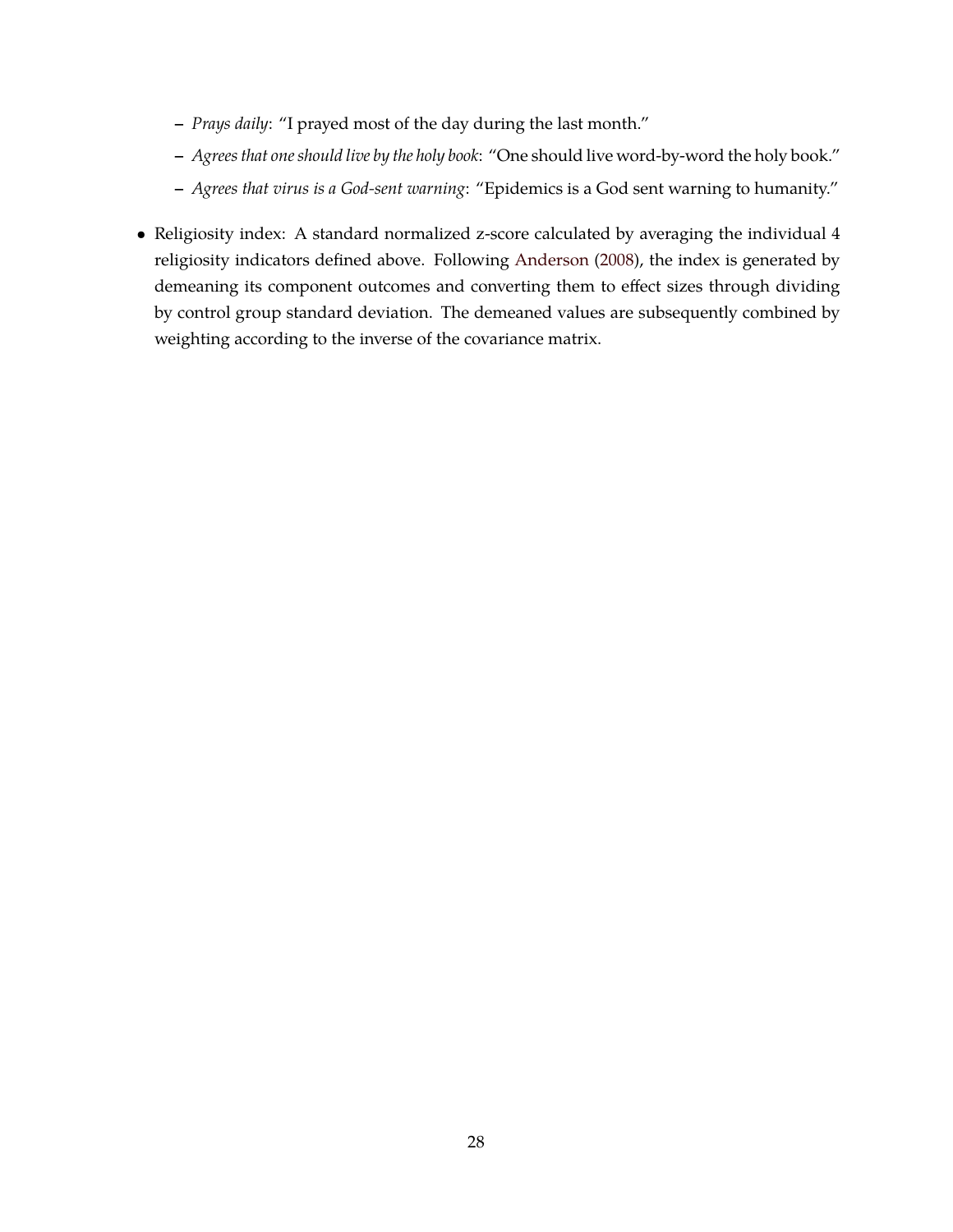- *Prays daily*: "I prayed most of the day during the last month."
  - *Agrees that one should live by the holy book*: "One should live word-by-word the holy book."
  - *Agrees that virus is a God-sent warning*: "Epidemics is a God sent warning to humanity."

- Religiosity index: A standard normalized z-score calculated by averaging the individual 4 religiosity indicators defined above. Following Anderson (2008), the index is generated by demeaning its component outcomes and converting them to effect sizes through dividing by control group standard deviation. The demeaned values are subsequently combined by weighting according to the inverse of the covariance matrix.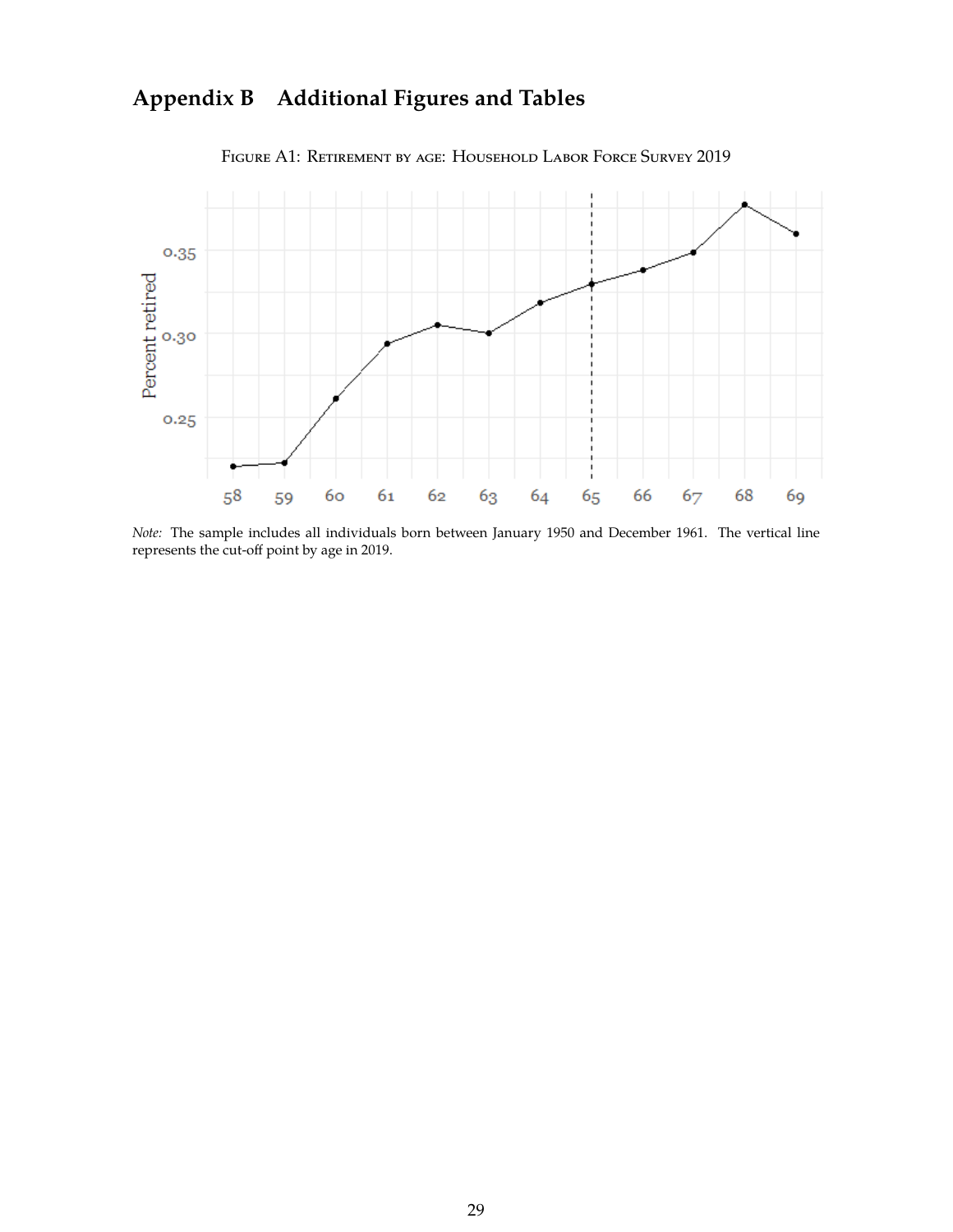# Appendix B Additional Figures and Tables

Figure A1: Retirement by age: Household Labor Force Survey 2019

*Note:* The sample includes all individuals born between January 1950 and December 1961. The vertical line represents the cut-off point by age in 2019.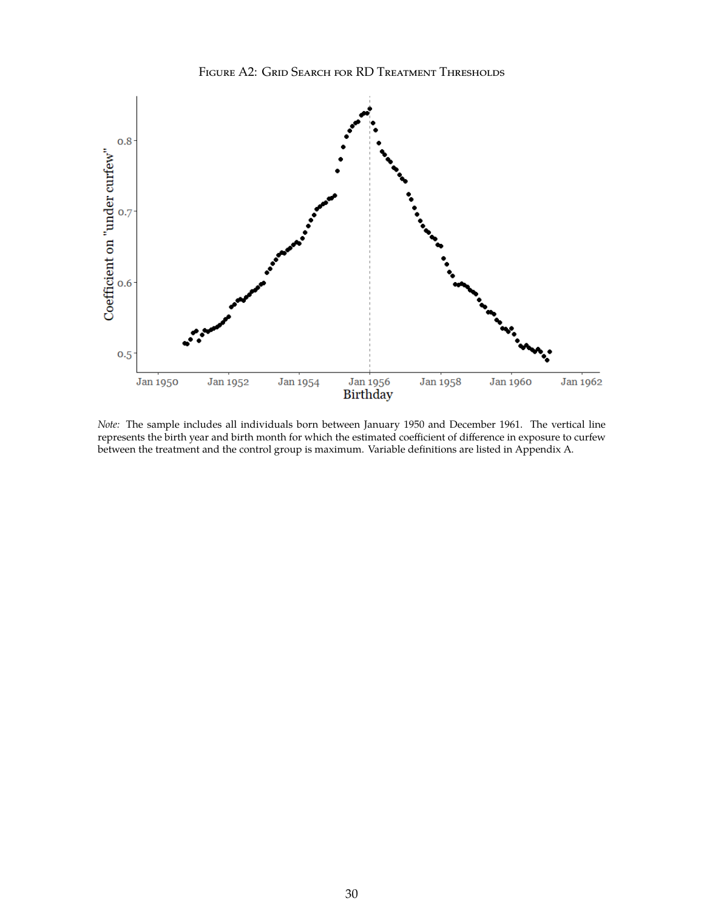Figure A2: Grid Search for RD Treatment Thresholds

*Note:* The sample includes all individuals born between January 1950 and December 1961. The vertical line represents the birth year and birth month for which the estimated coefficient of difference in exposure to curfew between the treatment and the control group is maximum. Variable definitions are listed in Appendix A.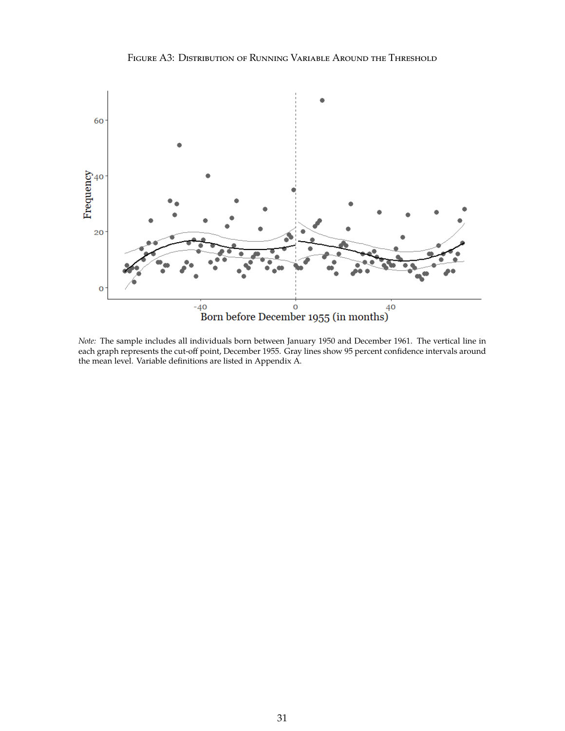Figure A3: Distribution of Running Variable Around the Threshold

*Note:* The sample includes all individuals born between January 1950 and December 1961. The vertical line in each graph represents the cut-off point, December 1955. Gray lines show 95 percent confidence intervals around the mean level. Variable definitions are listed in Appendix A.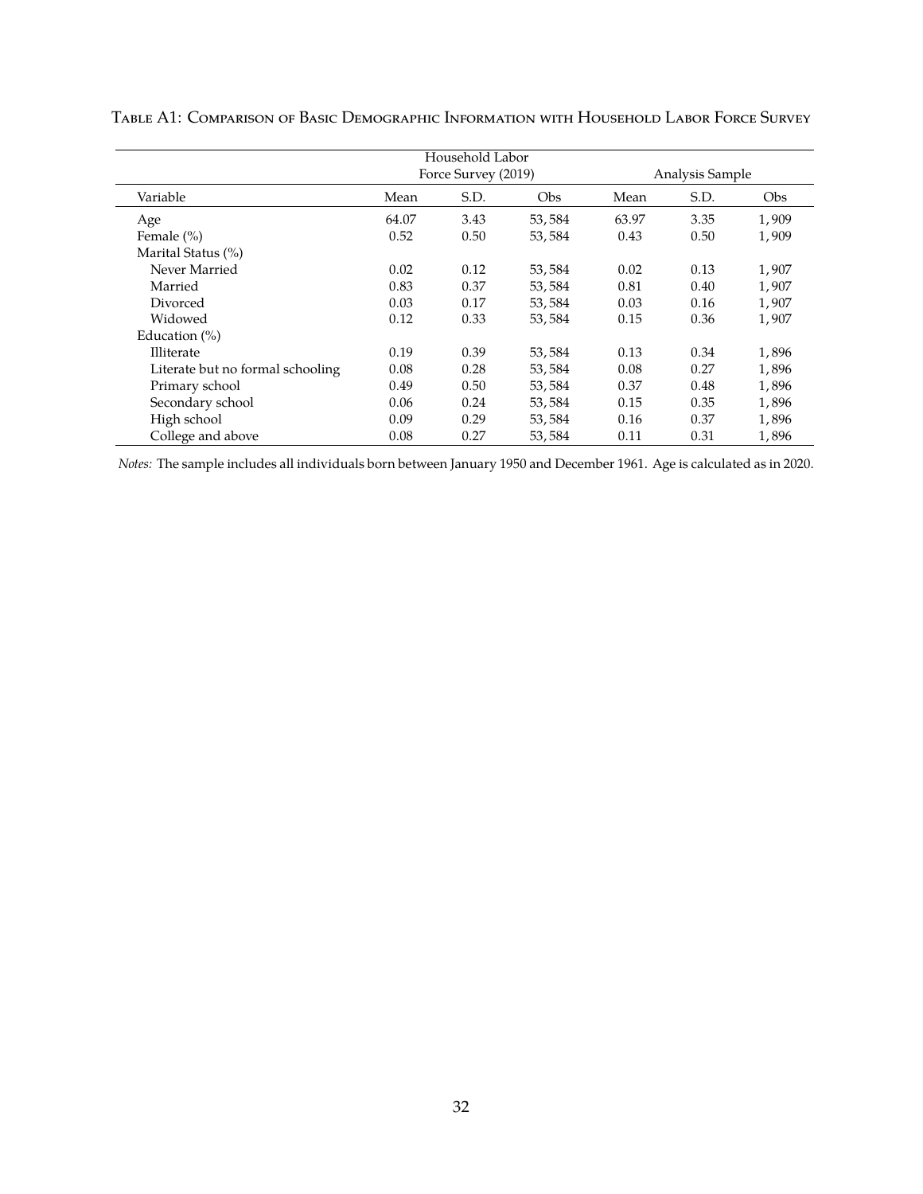Table A1: Comparison of Basic Demographic Information with Household Labor Force Survey

| | Household Labor Force Survey (2019) | | | Analysis Sample | | |
|---|---|---|---|---|---|---|
| Variable | Mean | S.D. | Obs | Mean | S.D. | Obs |
| Age | 64.07 | 3.43 | 53,584 | 63.97 | 3.35 | 1,909 |
| Female (%) | 0.52 | 0.50 | 53,584 | 0.43 | 0.50 | 1,909 |
| Marital Status (%) | | | | | | |
| Never Married | 0.02 | 0.12 | 53,584 | 0.02 | 0.13 | 1,907 |
| Married | 0.83 | 0.37 | 53,584 | 0.81 | 0.40 | 1,907 |
| Divorced | 0.03 | 0.17 | 53,584 | 0.03 | 0.16 | 1,907 |
| Widowed | 0.12 | 0.33 | 53,584 | 0.15 | 0.36 | 1,907 |
| Education (%) | | | | | | |
| Illiterate | 0.19 | 0.39 | 53,584 | 0.13 | 0.34 | 1,896 |
| Literate but no formal schooling | 0.08 | 0.28 | 53,584 | 0.08 | 0.27 | 1,896 |
| Primary school | 0.49 | 0.50 | 53,584 | 0.37 | 0.48 | 1,896 |
| Secondary school | 0.06 | 0.24 | 53,584 | 0.15 | 0.35 | 1,896 |
| High school | 0.09 | 0.29 | 53,584 | 0.16 | 0.37 | 1,896 |
| College and above | 0.08 | 0.27 | 53,584 | 0.11 | 0.31 | 1,896 |

*Notes:* The sample includes all individuals born between January 1950 and December 1961. Age is calculated as in 2020.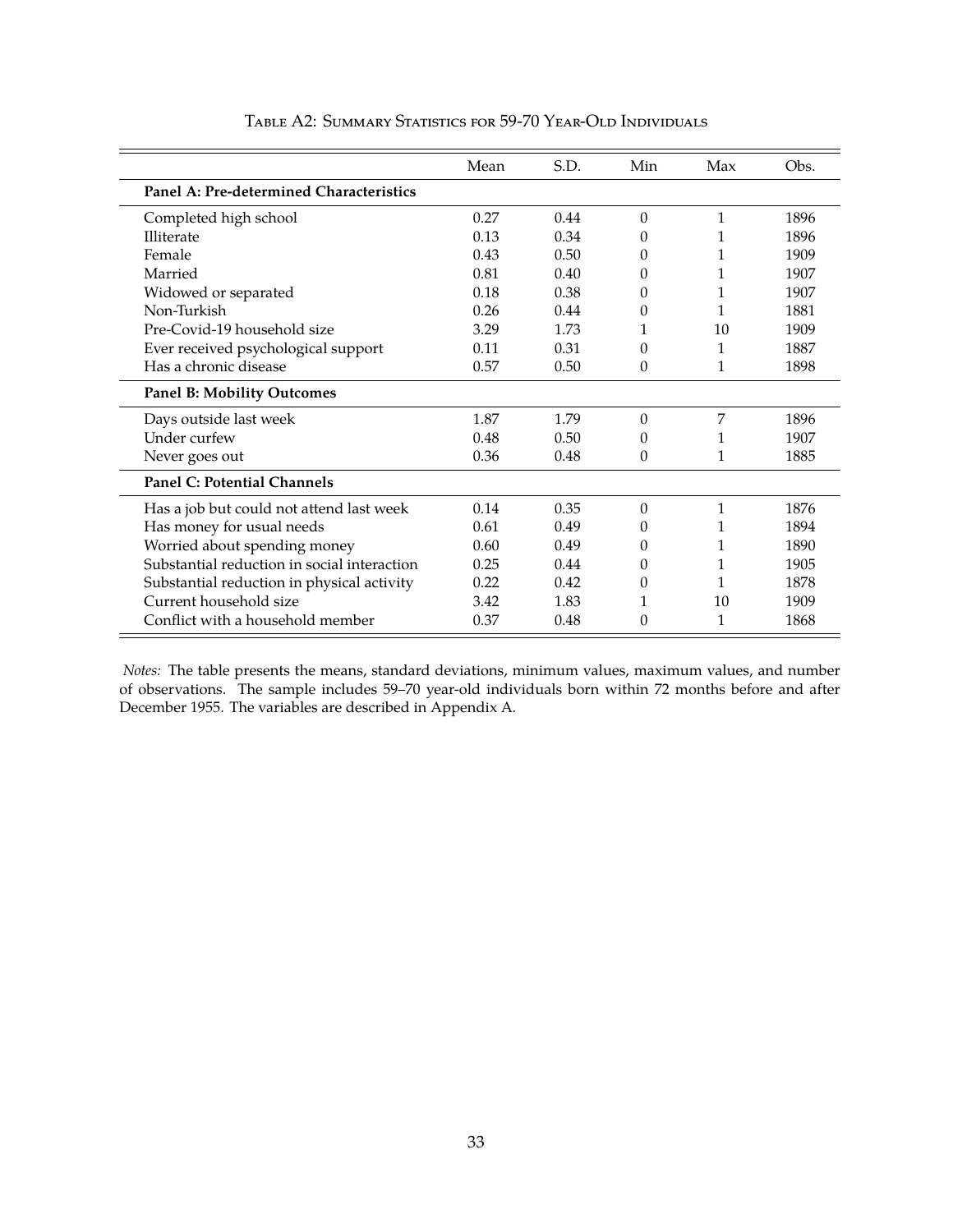Table A2: Summary Statistics for 59-70 Year-Old Individuals

| | Mean | S.D. | Min | Max | Obs. |
|---|---|---|---|---|---|
| **Panel A: Pre-determined Characteristics** | | | | | |
| Completed high school | 0.27 | 0.44 | 0 | 1 | 1896 |
| Illiterate | 0.13 | 0.34 | 0 | 1 | 1896 |
| Female | 0.43 | 0.50 | 0 | 1 | 1909 |
| Married | 0.81 | 0.40 | 0 | 1 | 1907 |
| Widowed or separated | 0.18 | 0.38 | 0 | 1 | 1907 |
| Non-Turkish | 0.26 | 0.44 | 0 | 1 | 1881 |
| Pre-Covid-19 household size | 3.29 | 1.73 | 1 | 10 | 1909 |
| Ever received psychological support | 0.11 | 0.31 | 0 | 1 | 1887 |
| Has a chronic disease | 0.57 | 0.50 | 0 | 1 | 1898 |
| **Panel B: Mobility Outcomes** | | | | | |
| Days outside last week | 1.87 | 1.79 | 0 | 7 | 1896 |
| Under curfew | 0.48 | 0.50 | 0 | 1 | 1907 |
| Never goes out | 0.36 | 0.48 | 0 | 1 | 1885 |
| **Panel C: Potential Channels** | | | | | |
| Has a job but could not attend last week | 0.14 | 0.35 | 0 | 1 | 1876 |
| Has money for usual needs | 0.61 | 0.49 | 0 | 1 | 1894 |
| Worried about spending money | 0.60 | 0.49 | 0 | 1 | 1890 |
| Substantial reduction in social interaction | 0.25 | 0.44 | 0 | 1 | 1905 |
| Substantial reduction in physical activity | 0.22 | 0.42 | 0 | 1 | 1878 |
| Current household size | 3.42 | 1.83 | 1 | 10 | 1909 |
| Conflict with a household member | 0.37 | 0.48 | 0 | 1 | 1868 |

*Notes:* The table presents the means, standard deviations, minimum values, maximum values, and number of observations. The sample includes 59–70 year-old individuals born within 72 months before and after December 1955. The variables are described in Appendix A.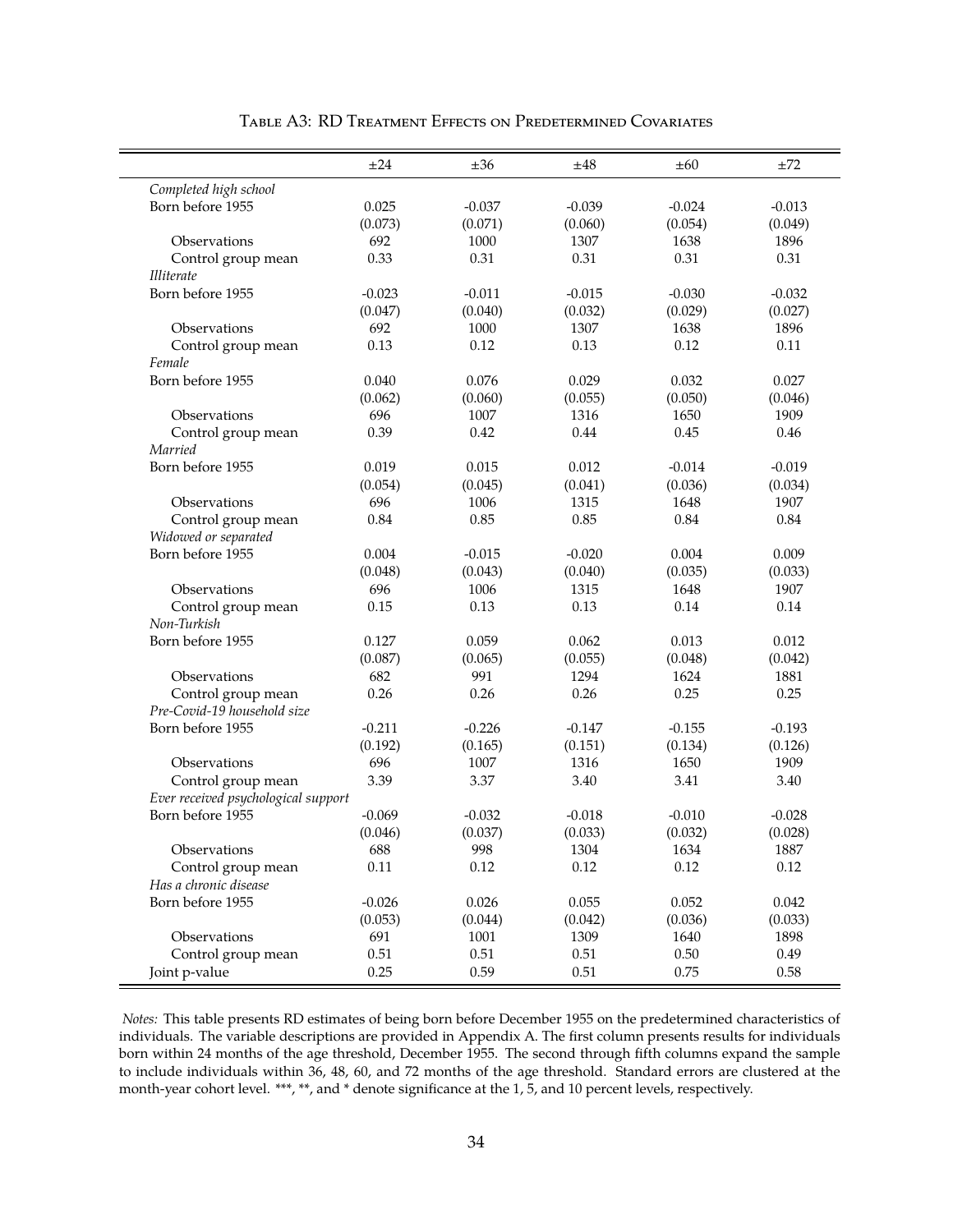Table A3: RD Treatment Effects on Predetermined Covariates

| | ±24 | ±36 | ±48 | ±60 | ±72 |
|---|---|---|---|---|---|
| *Completed high school* | | | | | |
| Born before 1955 | 0.025 | -0.037 | -0.039 | -0.024 | -0.013 |
| | (0.073) | (0.071) | (0.060) | (0.054) | (0.049) |
| Observations | 692 | 1000 | 1307 | 1638 | 1896 |
| Control group mean | 0.33 | 0.31 | 0.31 | 0.31 | 0.31 |
| *Illiterate* | | | | | |
| Born before 1955 | -0.023 | -0.011 | -0.015 | -0.030 | -0.032 |
| | (0.047) | (0.040) | (0.032) | (0.029) | (0.027) |
| Observations | 692 | 1000 | 1307 | 1638 | 1896 |
| Control group mean | 0.13 | 0.12 | 0.13 | 0.12 | 0.11 |
| *Female* | | | | | |
| Born before 1955 | 0.040 | 0.076 | 0.029 | 0.032 | 0.027 |
| | (0.062) | (0.060) | (0.055) | (0.050) | (0.046) |
| Observations | 696 | 1007 | 1316 | 1650 | 1909 |
| Control group mean | 0.39 | 0.42 | 0.44 | 0.45 | 0.46 |
| *Married* | | | | | |
| Born before 1955 | 0.019 | 0.015 | 0.012 | -0.014 | -0.019 |
| | (0.054) | (0.045) | (0.041) | (0.036) | (0.034) |
| Observations | 696 | 1006 | 1315 | 1648 | 1907 |
| Control group mean | 0.84 | 0.85 | 0.85 | 0.84 | 0.84 |
| *Widowed or separated* | | | | | |
| Born before 1955 | 0.004 | -0.015 | -0.020 | 0.004 | 0.009 |
| | (0.048) | (0.043) | (0.040) | (0.035) | (0.033) |
| Observations | 696 | 1006 | 1315 | 1648 | 1907 |
| Control group mean | 0.15 | 0.13 | 0.13 | 0.14 | 0.14 |
| *Non-Turkish* | | | | | |
| Born before 1955 | 0.127 | 0.059 | 0.062 | 0.013 | 0.012 |
| | (0.087) | (0.065) | (0.055) | (0.048) | (0.042) |
| Observations | 682 | 991 | 1294 | 1624 | 1881 |
| Control group mean | 0.26 | 0.26 | 0.26 | 0.25 | 0.25 |
| *Pre-Covid-19 household size* | | | | | |
| Born before 1955 | -0.211 | -0.226 | -0.147 | -0.155 | -0.193 |
| | (0.192) | (0.165) | (0.151) | (0.134) | (0.126) |
| Observations | 696 | 1007 | 1316 | 1650 | 1909 |
| Control group mean | 3.39 | 3.37 | 3.40 | 3.41 | 3.40 |
| *Ever received psychological support* | | | | | |
| Born before 1955 | -0.069 | -0.032 | -0.018 | -0.010 | -0.028 |
| | (0.046) | (0.037) | (0.033) | (0.032) | (0.028) |
| Observations | 688 | 998 | 1304 | 1634 | 1887 |
| Control group mean | 0.11 | 0.12 | 0.12 | 0.12 | 0.12 |
| *Has a chronic disease* | | | | | |
| Born before 1955 | -0.026 | 0.026 | 0.055 | 0.052 | 0.042 |
| | (0.053) | (0.044) | (0.042) | (0.036) | (0.033) |
| Observations | 691 | 1001 | 1309 | 1640 | 1898 |
| Control group mean | 0.51 | 0.51 | 0.51 | 0.50 | 0.49 |
| Joint p-value | 0.25 | 0.59 | 0.51 | 0.75 | 0.58 |

*Notes:* This table presents RD estimates of being born before December 1955 on the predetermined characteristics of individuals. The variable descriptions are provided in Appendix A. The first column presents results for individuals born within 24 months of the age threshold, December 1955. The second through fifth columns expand the sample to include individuals within 36, 48, 60, and 72 months of the age threshold. Standard errors are clustered at the month-year cohort level. ***, **, and * denote significance at the 1, 5, and 10 percent levels, respectively.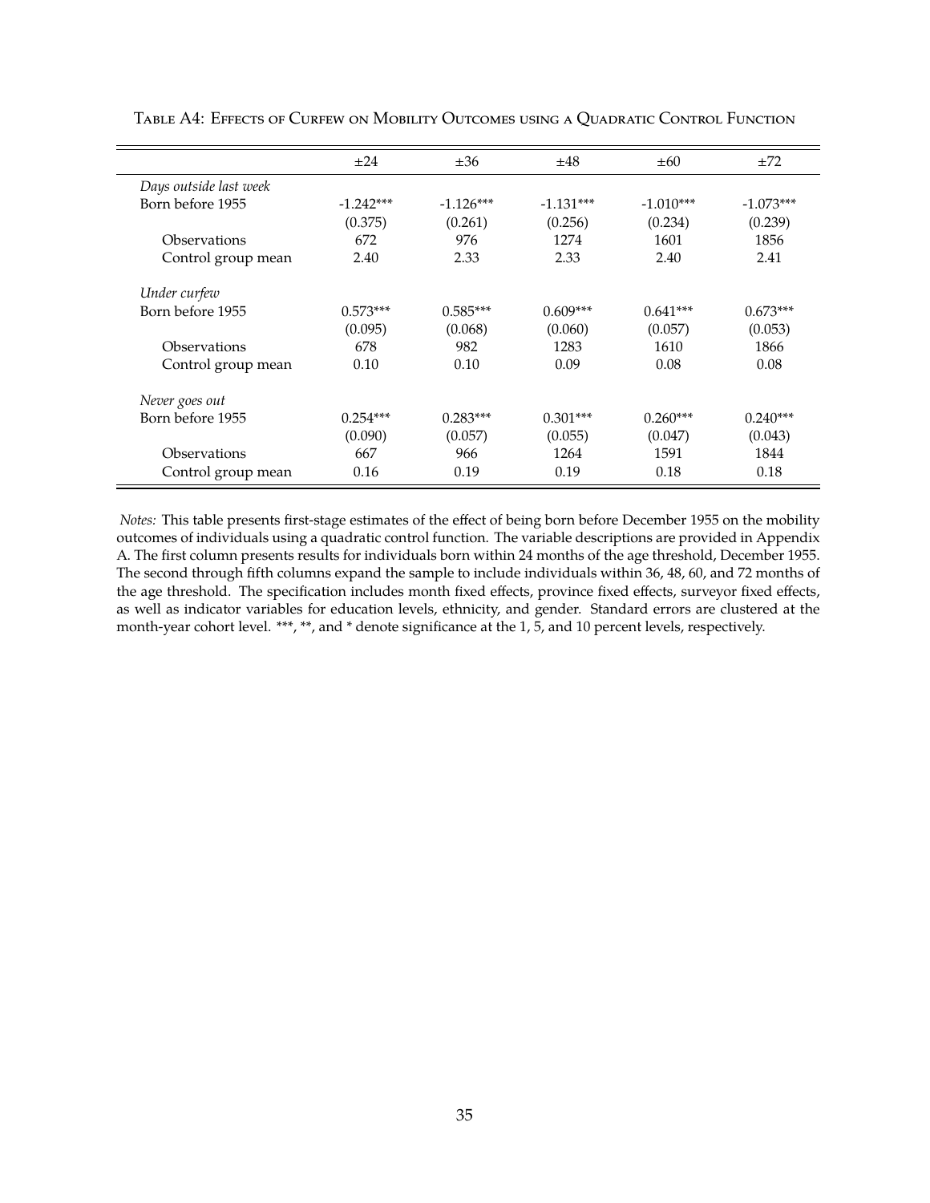Table A4: Effects of Curfew on Mobility Outcomes using a Quadratic Control Function

| | ±24 | ±36 | ±48 | ±60 | ±72 |
|---|---|---|---|---|---|
| *Days outside last week* | | | | | |
| Born before 1955 | -1.242*** | -1.126*** | -1.131*** | -1.010*** | -1.073*** |
| | (0.375) | (0.261) | (0.256) | (0.234) | (0.239) |
| Observations | 672 | 976 | 1274 | 1601 | 1856 |
| Control group mean | 2.40 | 2.33 | 2.33 | 2.40 | 2.41 |
| *Under curfew* | | | | | |
| Born before 1955 | 0.573*** | 0.585*** | 0.609*** | 0.641*** | 0.673*** |
| | (0.095) | (0.068) | (0.060) | (0.057) | (0.053) |
| Observations | 678 | 982 | 1283 | 1610 | 1866 |
| Control group mean | 0.10 | 0.10 | 0.09 | 0.08 | 0.08 |
| *Never goes out* | | | | | |
| Born before 1955 | 0.254*** | 0.283*** | 0.301*** | 0.260*** | 0.240*** |
| | (0.090) | (0.057) | (0.055) | (0.047) | (0.043) |
| Observations | 667 | 966 | 1264 | 1591 | 1844 |
| Control group mean | 0.16 | 0.19 | 0.19 | 0.18 | 0.18 |

*Notes:* This table presents first-stage estimates of the effect of being born before December 1955 on the mobility outcomes of individuals using a quadratic control function. The variable descriptions are provided in Appendix A. The first column presents results for individuals born within 24 months of the age threshold, December 1955. The second through fifth columns expand the sample to include individuals within 36, 48, 60, and 72 months of the age threshold. The specification includes month fixed effects, province fixed effects, surveyor fixed effects, as well as indicator variables for education levels, ethnicity, and gender. Standard errors are clustered at the month-year cohort level. ***, **, and * denote significance at the 1, 5, and 10 percent levels, respectively.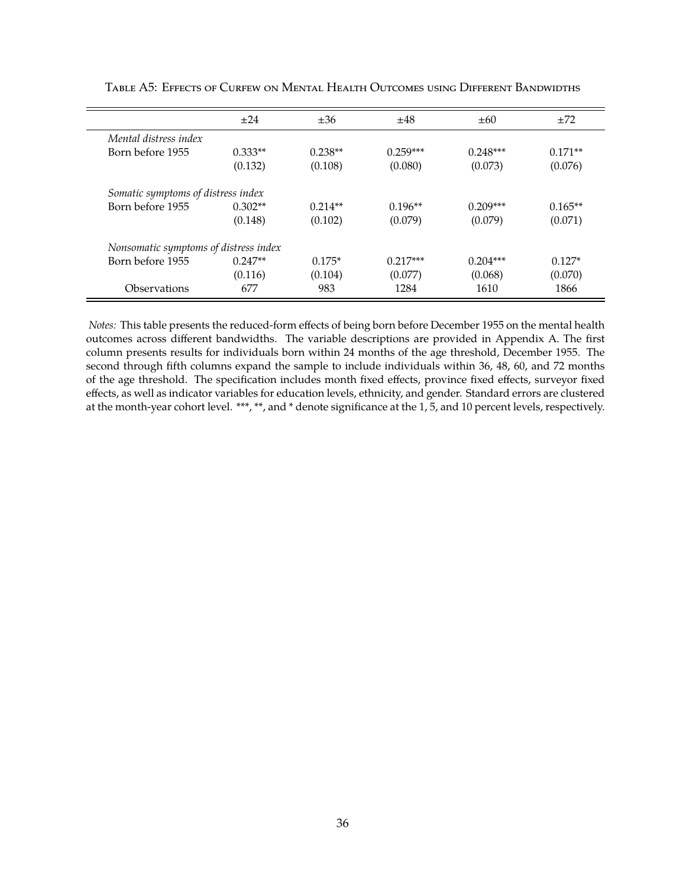Table A5: Effects of Curfew on Mental Health Outcomes using Different Bandwidths

| | ±24 | ±36 | ±48 | ±60 | ±72 |
|---|---|---|---|---|---|
| *Mental distress index* | | | | | |
| Born before 1955 | 0.333** | 0.238** | 0.259*** | 0.248*** | 0.171** |
| | (0.132) | (0.108) | (0.080) | (0.073) | (0.076) |
| *Somatic symptoms of distress index* | | | | | |
| Born before 1955 | 0.302** | 0.214** | 0.196** | 0.209*** | 0.165** |
| | (0.148) | (0.102) | (0.079) | (0.079) | (0.071) |
| *Nonsomatic symptoms of distress index* | | | | | |
| Born before 1955 | 0.247** | 0.175* | 0.217*** | 0.204*** | 0.127* |
| | (0.116) | (0.104) | (0.077) | (0.068) | (0.070) |
| Observations | 677 | 983 | 1284 | 1610 | 1866 |

*Notes:* This table presents the reduced-form effects of being born before December 1955 on the mental health outcomes across different bandwidths. The variable descriptions are provided in Appendix A. The first column presents results for individuals born within 24 months of the age threshold, December 1955. The second through fifth columns expand the sample to include individuals within 36, 48, 60, and 72 months of the age threshold. The specification includes month fixed effects, province fixed effects, surveyor fixed effects, as well as indicator variables for education levels, ethnicity, and gender. Standard errors are clustered at the month-year cohort level. ***, **, and * denote significance at the 1, 5, and 10 percent levels, respectively.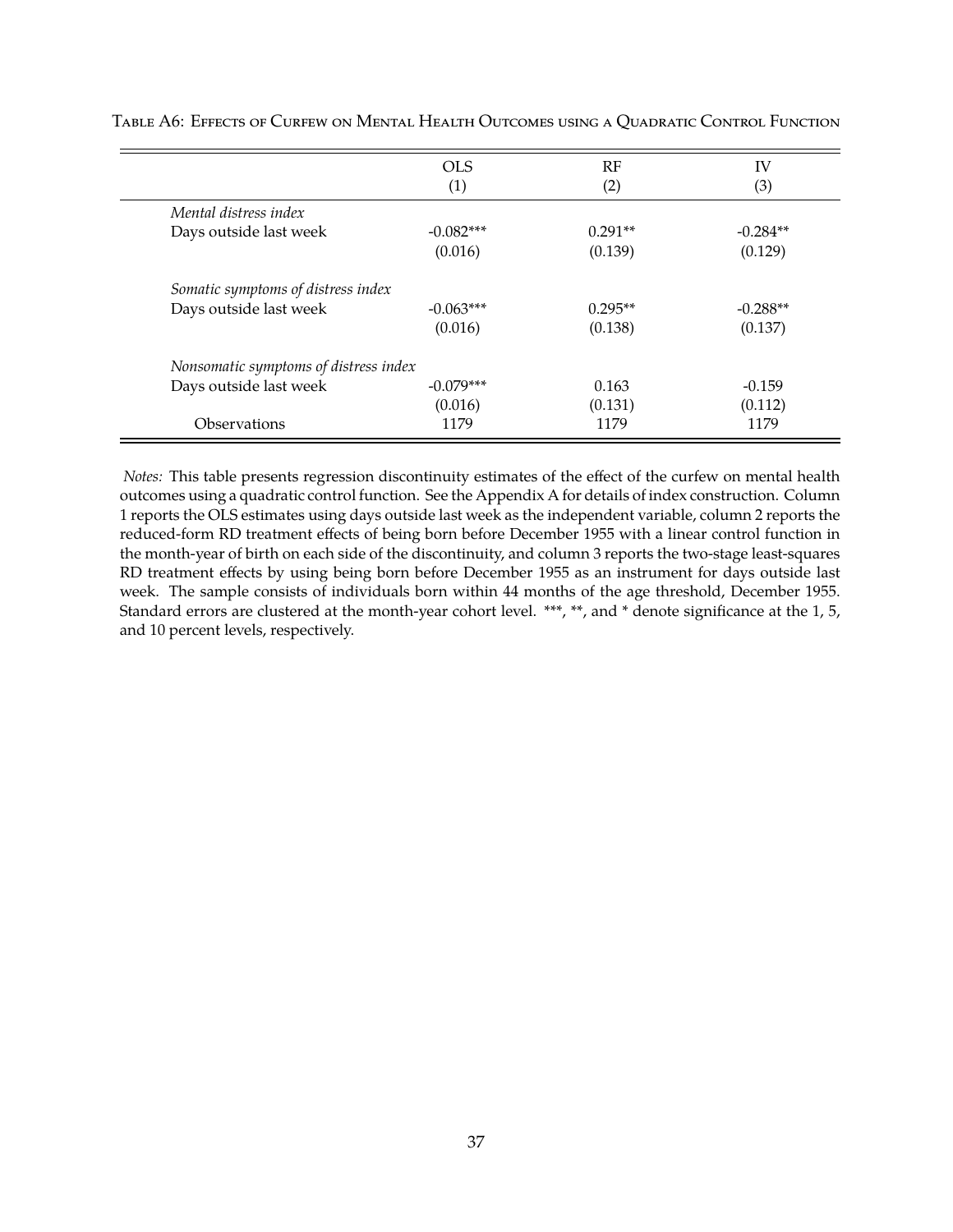Table A6: Effects of Curfew on Mental Health Outcomes using a Quadratic Control Function

| | OLS (1) | RF (2) | IV (3) |
|---|---|---|---|
| *Mental distress index* | | | |
| Days outside last week | -0.082*** | 0.291** | -0.284** |
| | (0.016) | (0.139) | (0.129) |
| *Somatic symptoms of distress index* | | | |
| Days outside last week | -0.063*** | 0.295** | -0.288** |
| | (0.016) | (0.138) | (0.137) |
| *Nonsomatic symptoms of distress index* | | | |
| Days outside last week | -0.079*** | 0.163 | -0.159 |
| | (0.016) | (0.131) | (0.112) |
| Observations | 1179 | 1179 | 1179 |

*Notes:* This table presents regression discontinuity estimates of the effect of the curfew on mental health outcomes using a quadratic control function. See the Appendix A for details of index construction. Column 1 reports the OLS estimates using days outside last week as the independent variable, column 2 reports the reduced-form RD treatment effects of being born before December 1955 with a linear control function in the month-year of birth on each side of the discontinuity, and column 3 reports the two-stage least-squares RD treatment effects by using being born before December 1955 as an instrument for days outside last week. The sample consists of individuals born within 44 months of the age threshold, December 1955. Standard errors are clustered at the month-year cohort level. ***, **, and * denote significance at the 1, 5, and 10 percent levels, respectively.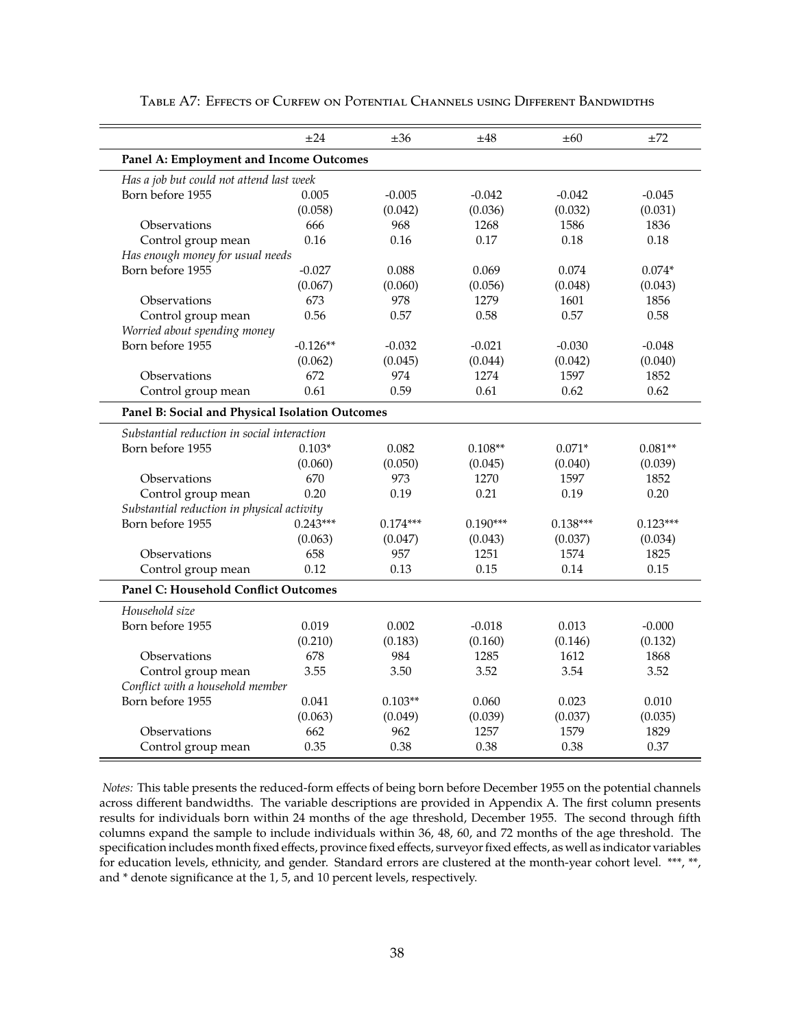Table A7: Effects of Curfew on Potential Channels using Different Bandwidths

| | ±24 | ±36 | ±48 | ±60 | ±72 |
|---|---|---|---|---|---|
| **Panel A: Employment and Income Outcomes** | | | | | |
| *Has a job but could not attend last week* | | | | | |
| Born before 1955 | 0.005 | -0.005 | -0.042 | -0.042 | -0.045 |
| | (0.058) | (0.042) | (0.036) | (0.032) | (0.031) |
| Observations | 666 | 968 | 1268 | 1586 | 1836 |
| Control group mean | 0.16 | 0.16 | 0.17 | 0.18 | 0.18 |
| *Has enough money for usual needs* | | | | | |
| Born before 1955 | -0.027 | 0.088 | 0.069 | 0.074 | 0.074* |
| | (0.067) | (0.060) | (0.056) | (0.048) | (0.043) |
| Observations | 673 | 978 | 1279 | 1601 | 1856 |
| Control group mean | 0.56 | 0.57 | 0.58 | 0.57 | 0.58 |
| *Worried about spending money* | | | | | |
| Born before 1955 | -0.126** | -0.032 | -0.021 | -0.030 | -0.048 |
| | (0.062) | (0.045) | (0.044) | (0.042) | (0.040) |
| Observations | 672 | 974 | 1274 | 1597 | 1852 |
| Control group mean | 0.61 | 0.59 | 0.61 | 0.62 | 0.62 |
| **Panel B: Social and Physical Isolation Outcomes** | | | | | |
| *Substantial reduction in social interaction* | | | | | |
| Born before 1955 | 0.103* | 0.082 | 0.108** | 0.071* | 0.081** |
| | (0.060) | (0.050) | (0.045) | (0.040) | (0.039) |
| Observations | 670 | 973 | 1270 | 1597 | 1852 |
| Control group mean | 0.20 | 0.19 | 0.21 | 0.19 | 0.20 |
| *Substantial reduction in physical activity* | | | | | |
| Born before 1955 | 0.243*** | 0.174*** | 0.190*** | 0.138*** | 0.123*** |
| | (0.063) | (0.047) | (0.043) | (0.037) | (0.034) |
| Observations | 658 | 957 | 1251 | 1574 | 1825 |
| Control group mean | 0.12 | 0.13 | 0.15 | 0.14 | 0.15 |
| **Panel C: Household Conflict Outcomes** | | | | | |
| *Household size* | | | | | |
| Born before 1955 | 0.019 | 0.002 | -0.018 | 0.013 | -0.000 |
| | (0.210) | (0.183) | (0.160) | (0.146) | (0.132) |
| Observations | 678 | 984 | 1285 | 1612 | 1868 |
| Control group mean | 3.55 | 3.50 | 3.52 | 3.54 | 3.52 |
| *Conflict with a household member* | | | | | |
| Born before 1955 | 0.041 | 0.103** | 0.060 | 0.023 | 0.010 |
| | (0.063) | (0.049) | (0.039) | (0.037) | (0.035) |
| Observations | 662 | 962 | 1257 | 1579 | 1829 |
| Control group mean | 0.35 | 0.38 | 0.38 | 0.38 | 0.37 |

*Notes:* This table presents the reduced-form effects of being born before December 1955 on the potential channels across different bandwidths. The variable descriptions are provided in Appendix A. The first column presents results for individuals born within 24 months of the age threshold, December 1955. The second through fifth columns expand the sample to include individuals within 36, 48, 60, and 72 months of the age threshold. The specification includes month fixed effects, province fixed effects, surveyor fixed effects, as well as indicator variables for education levels, ethnicity, and gender. Standard errors are clustered at the month-year cohort level. ***, **, and * denote significance at the 1, 5, and 10 percent levels, respectively.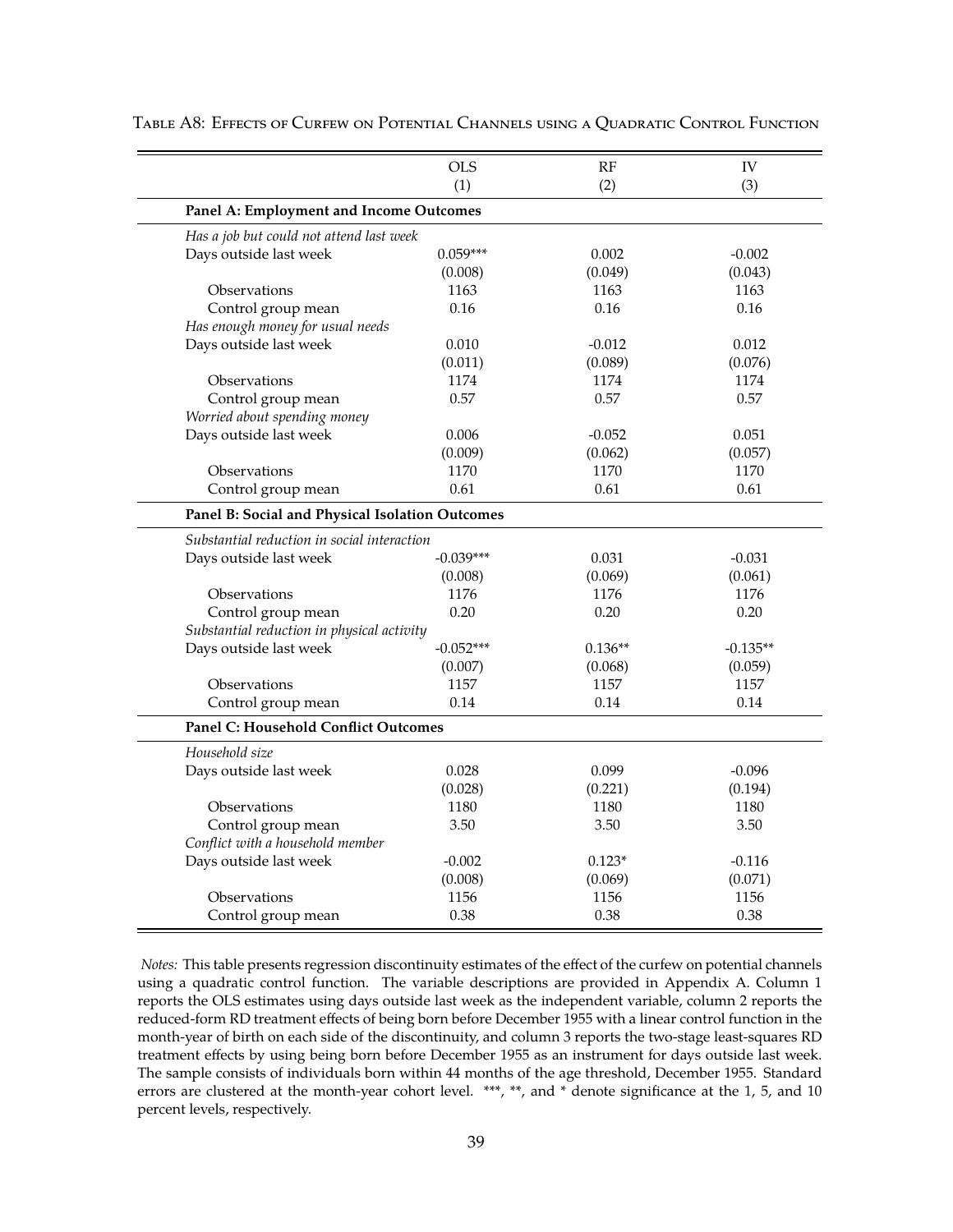Table A8: Effects of Curfew on Potential Channels using a Quadratic Control Function

| | OLS<br>(1) | RF<br>(2) | IV<br>(3) |
|---|---|---|---|
| **Panel A: Employment and Income Outcomes** | | | |
| *Has a job but could not attend last week* | | | |
| Days outside last week | 0.059*** | 0.002 | -0.002 |
| | (0.008) | (0.049) | (0.043) |
| Observations | 1163 | 1163 | 1163 |
| Control group mean | 0.16 | 0.16 | 0.16 |
| *Has enough money for usual needs* | | | |
| Days outside last week | 0.010 | -0.012 | 0.012 |
| | (0.011) | (0.089) | (0.076) |
| Observations | 1174 | 1174 | 1174 |
| Control group mean | 0.57 | 0.57 | 0.57 |
| *Worried about spending money* | | | |
| Days outside last week | 0.006 | -0.052 | 0.051 |
| | (0.009) | (0.062) | (0.057) |
| Observations | 1170 | 1170 | 1170 |
| Control group mean | 0.61 | 0.61 | 0.61 |
| **Panel B: Social and Physical Isolation Outcomes** | | | |
| *Substantial reduction in social interaction* | | | |
| Days outside last week | -0.039*** | 0.031 | -0.031 |
| | (0.008) | (0.069) | (0.061) |
| Observations | 1176 | 1176 | 1176 |
| Control group mean | 0.20 | 0.20 | 0.20 |
| *Substantial reduction in physical activity* | | | |
| Days outside last week | -0.052*** | 0.136** | -0.135** |
| | (0.007) | (0.068) | (0.059) |
| Observations | 1157 | 1157 | 1157 |
| Control group mean | 0.14 | 0.14 | 0.14 |
| **Panel C: Household Conflict Outcomes** | | | |
| *Household size* | | | |
| Days outside last week | 0.028 | 0.099 | -0.096 |
| | (0.028) | (0.221) | (0.194) |
| Observations | 1180 | 1180 | 1180 |
| Control group mean | 3.50 | 3.50 | 3.50 |
| *Conflict with a household member* | | | |
| Days outside last week | -0.002 | 0.123* | -0.116 |
| | (0.008) | (0.069) | (0.071) |
| Observations | 1156 | 1156 | 1156 |
| Control group mean | 0.38 | 0.38 | 0.38 |

*Notes:* This table presents regression discontinuity estimates of the effect of the curfew on potential channels using a quadratic control function. The variable descriptions are provided in Appendix A. Column 1 reports the OLS estimates using days outside last week as the independent variable, column 2 reports the reduced-form RD treatment effects of being born before December 1955 with a linear control function in the month-year of birth on each side of the discontinuity, and column 3 reports the two-stage least-squares RD treatment effects by using being born before December 1955 as an instrument for days outside last week. The sample consists of individuals born within 44 months of the age threshold, December 1955. Standard errors are clustered at the month-year cohort level. ***, **, and * denote significance at the 1, 5, and 10 percent levels, respectively.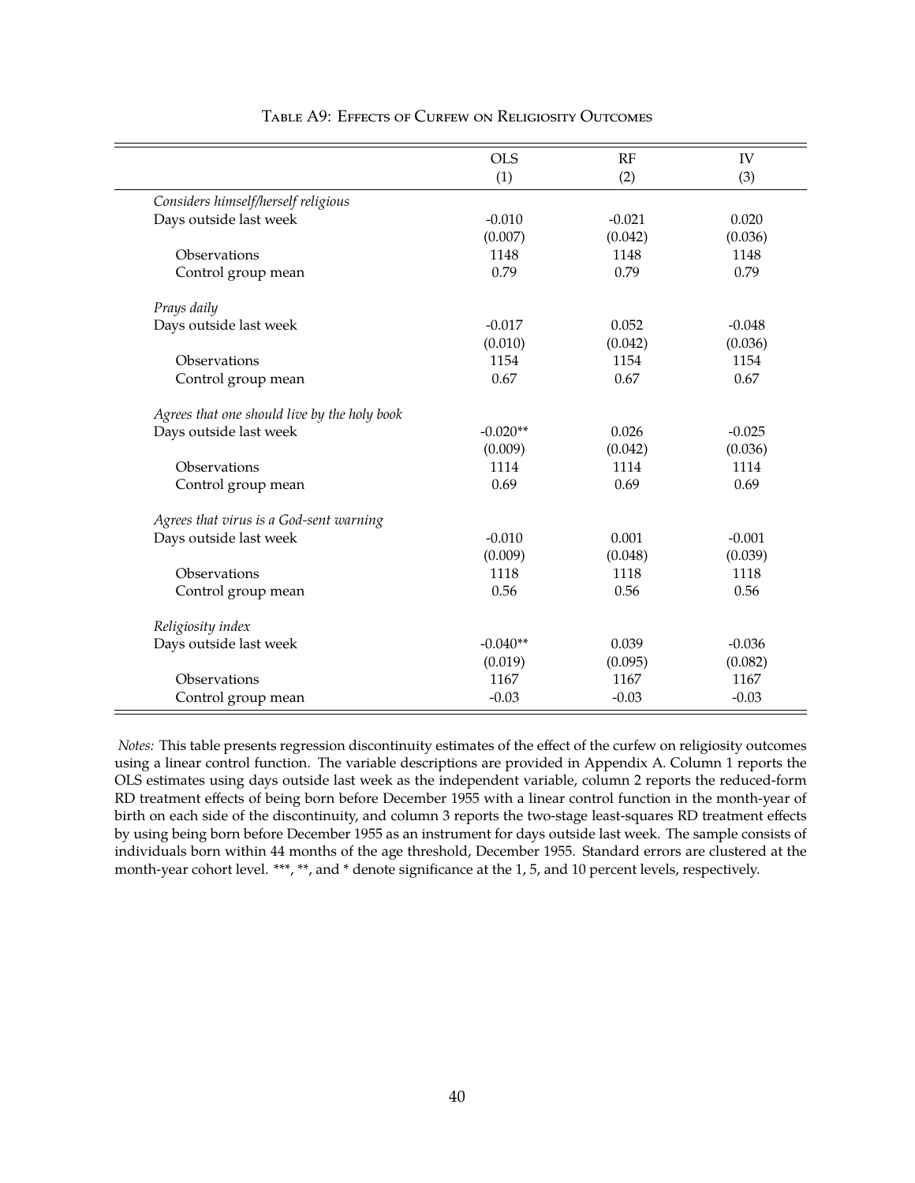Table A9: Effects of Curfew on Religiosity Outcomes

| | OLS<br>(1) | RF<br>(2) | IV<br>(3) |
|---|---|---|---|
| *Considers himself/herself religious* | | | |
| Days outside last week | -0.010 | -0.021 | 0.020 |
| | (0.007) | (0.042) | (0.036) |
| Observations | 1148 | 1148 | 1148 |
| Control group mean | 0.79 | 0.79 | 0.79 |
| *Prays daily* | | | |
| Days outside last week | -0.017 | 0.052 | -0.048 |
| | (0.010) | (0.042) | (0.036) |
| Observations | 1154 | 1154 | 1154 |
| Control group mean | 0.67 | 0.67 | 0.67 |
| *Agrees that one should live by the holy book* | | | |
| Days outside last week | -0.020** | 0.026 | -0.025 |
| | (0.009) | (0.042) | (0.036) |
| Observations | 1114 | 1114 | 1114 |
| Control group mean | 0.69 | 0.69 | 0.69 |
| *Agrees that virus is a God-sent warning* | | | |
| Days outside last week | -0.010 | 0.001 | -0.001 |
| | (0.009) | (0.048) | (0.039) |
| Observations | 1118 | 1118 | 1118 |
| Control group mean | 0.56 | 0.56 | 0.56 |
| *Religiosity index* | | | |
| Days outside last week | -0.040** | 0.039 | -0.036 |
| | (0.019) | (0.095) | (0.082) |
| Observations | 1167 | 1167 | 1167 |
| Control group mean | -0.03 | -0.03 | -0.03 |

*Notes:* This table presents regression discontinuity estimates of the effect of the curfew on religiosity outcomes using a linear control function. The variable descriptions are provided in Appendix A. Column 1 reports the OLS estimates using days outside last week as the independent variable, column 2 reports the reduced-form RD treatment effects of being born before December 1955 with a linear control function in the month-year of birth on each side of the discontinuity, and column 3 reports the two-stage least-squares RD treatment effects by using being born before December 1955 as an instrument for days outside last week. The sample consists of individuals born within 44 months of the age threshold, December 1955. Standard errors are clustered at the month-year cohort level. ***, **, and * denote significance at the 1, 5, and 10 percent levels, respectively.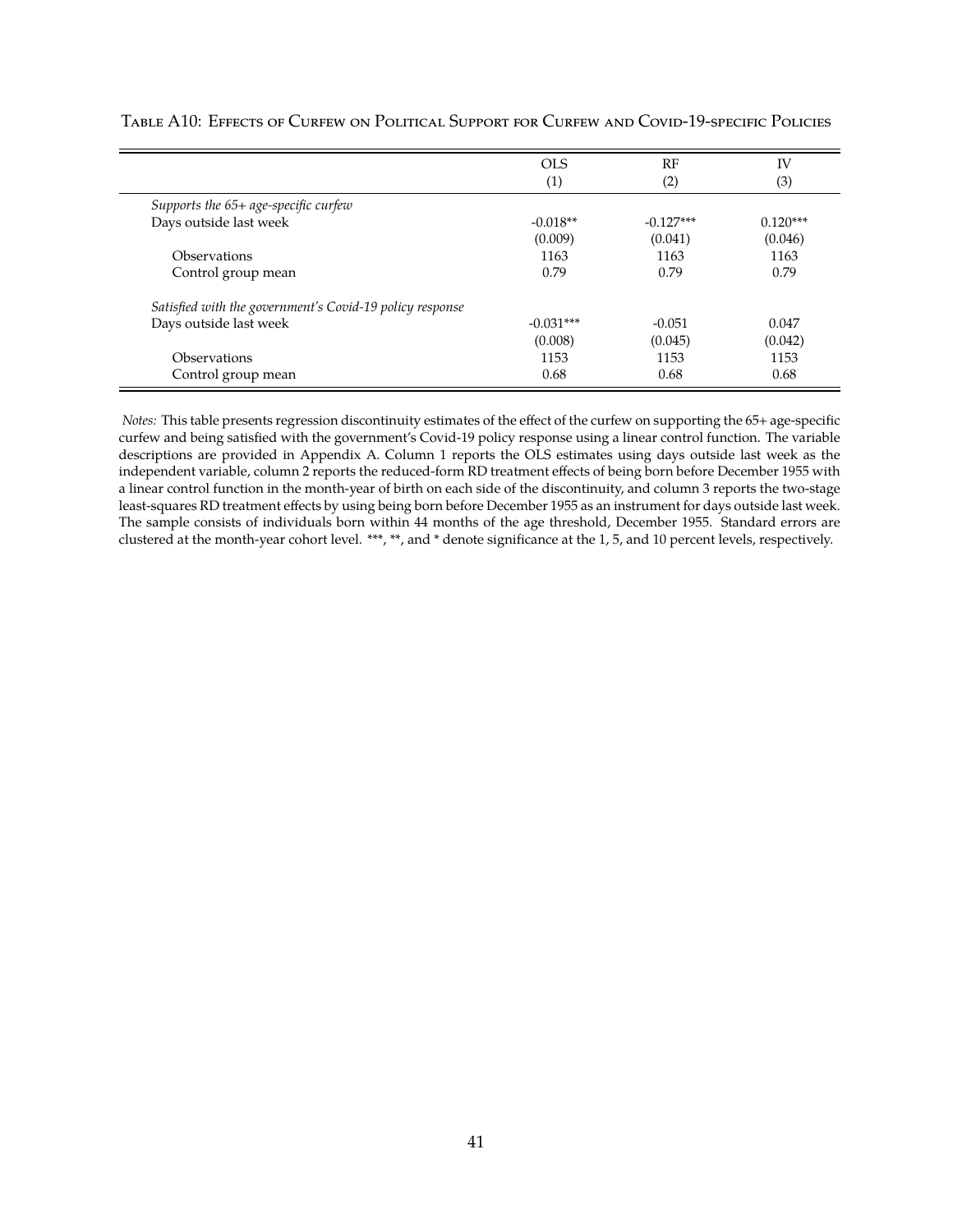Table A10: Effects of Curfew on Political Support for Curfew and Covid-19-specific Policies

| | OLS | RF | IV |
|---|---|---|---|
| | (1) | (2) | (3) |
| *Supports the 65+ age-specific curfew* | | | |
| Days outside last week | -0.018** | -0.127*** | 0.120*** |
| | (0.009) | (0.041) | (0.046) |
| Observations | 1163 | 1163 | 1163 |
| Control group mean | 0.79 | 0.79 | 0.79 |
| *Satisfied with the government's Covid-19 policy response* | | | |
| Days outside last week | -0.031*** | -0.051 | 0.047 |
| | (0.008) | (0.045) | (0.042) |
| Observations | 1153 | 1153 | 1153 |
| Control group mean | 0.68 | 0.68 | 0.68 |

*Notes:* This table presents regression discontinuity estimates of the effect of the curfew on supporting the 65+ age-specific curfew and being satisfied with the government's Covid-19 policy response using a linear control function. The variable descriptions are provided in Appendix A. Column 1 reports the OLS estimates using days outside last week as the independent variable, column 2 reports the reduced-form RD treatment effects of being born before December 1955 with a linear control function in the month-year of birth on each side of the discontinuity, and column 3 reports the two-stage least-squares RD treatment effects by using being born before December 1955 as an instrument for days outside last week. The sample consists of individuals born within 44 months of the age threshold, December 1955. Standard errors are clustered at the month-year cohort level. ***, **, and * denote significance at the 1, 5, and 10 percent levels, respectively.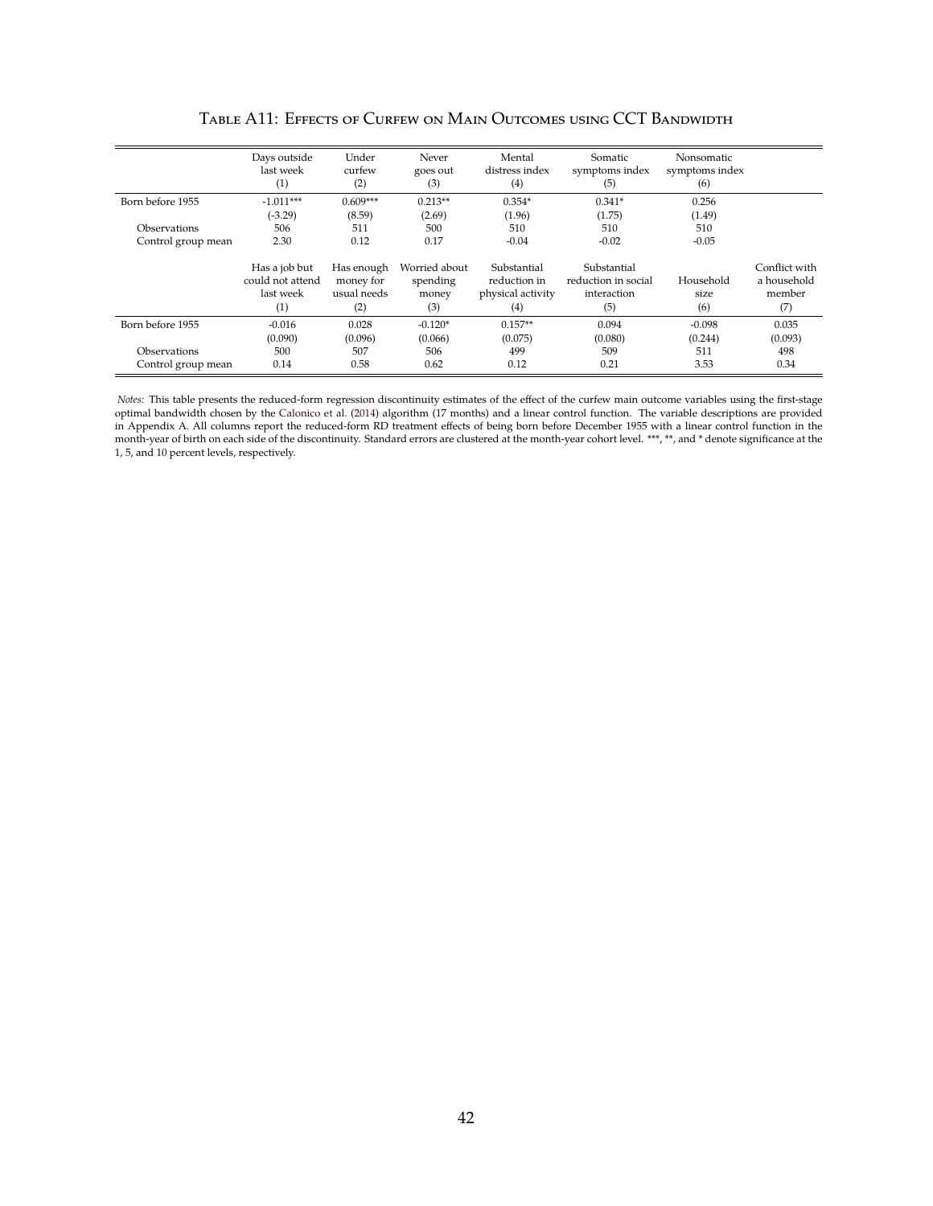## Table A11: Effects of Curfew on Main Outcomes using CCT Bandwidth

| | Days outside last week (1) | Under curfew (2) | Never goes out (3) | Mental distress index (4) | Somatic symptoms index (5) | Nonsomatic symptoms index (6) | |
|---|---|---|---|---|---|---|---|
| Born before 1955 | -1.011*** | 0.609*** | 0.213** | 0.354* | 0.341* | 0.256 | |
| | (-3.29) | (8.59) | (2.69) | (1.96) | (1.75) | (1.49) | |
| Observations | 506 | 511 | 500 | 510 | 510 | 510 | |
| Control group mean | 2.30 | 0.12 | 0.17 | -0.04 | -0.02 | -0.05 | |
| | Has a job but could not attend last week (1) | Has enough money for usual needs (2) | Worried about spending money (3) | Substantial reduction in physical activity (4) | Substantial reduction in social interaction (5) | Household size (6) | Conflict with a household member (7) |
| Born before 1955 | -0.016 | 0.028 | -0.120* | 0.157** | 0.094 | -0.098 | 0.035 |
| | (0.090) | (0.096) | (0.066) | (0.075) | (0.080) | (0.244) | (0.093) |
| Observations | 500 | 507 | 506 | 499 | 509 | 511 | 498 |
| Control group mean | 0.14 | 0.58 | 0.62 | 0.12 | 0.21 | 3.53 | 0.34 |

*Notes:* This table presents the reduced-form regression discontinuity estimates of the effect of the curfew main outcome variables using the first-stage optimal bandwidth chosen by the Calonico et al. (2014) algorithm (17 months) and a linear control function. The variable descriptions are provided in Appendix A. All columns report the reduced-form RD treatment effects of being born before December 1955 with a linear control function in the month-year of birth on each side of the discontinuity. Standard errors are clustered at the month-year cohort level. ***, **, and * denote significance at the 1, 5, and 10 percent levels, respectively.